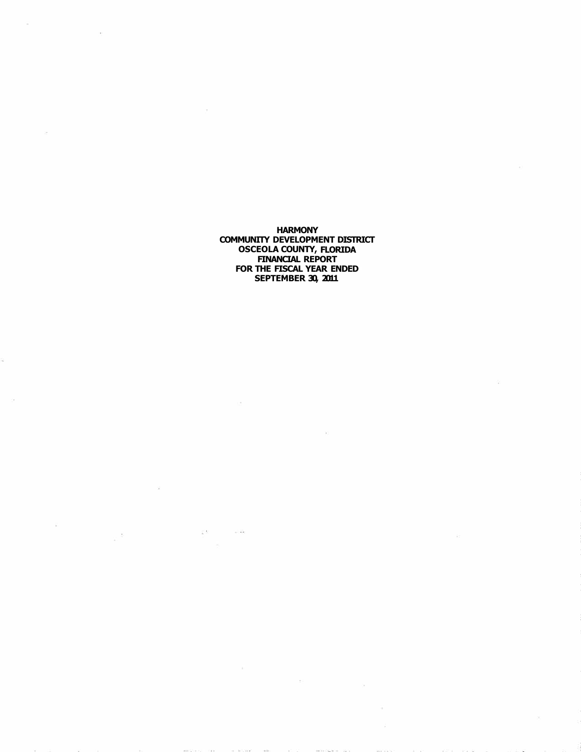**HARMONY**
**COMMUNITY DEVELOPMENT DISTRICT**
**OSCEOLA COUNTY, FLORIDA**
**FINANCIAL REPORT**
**FOR THE FISCAL YEAR ENDED**
**SEPTEMBER 30, 2011**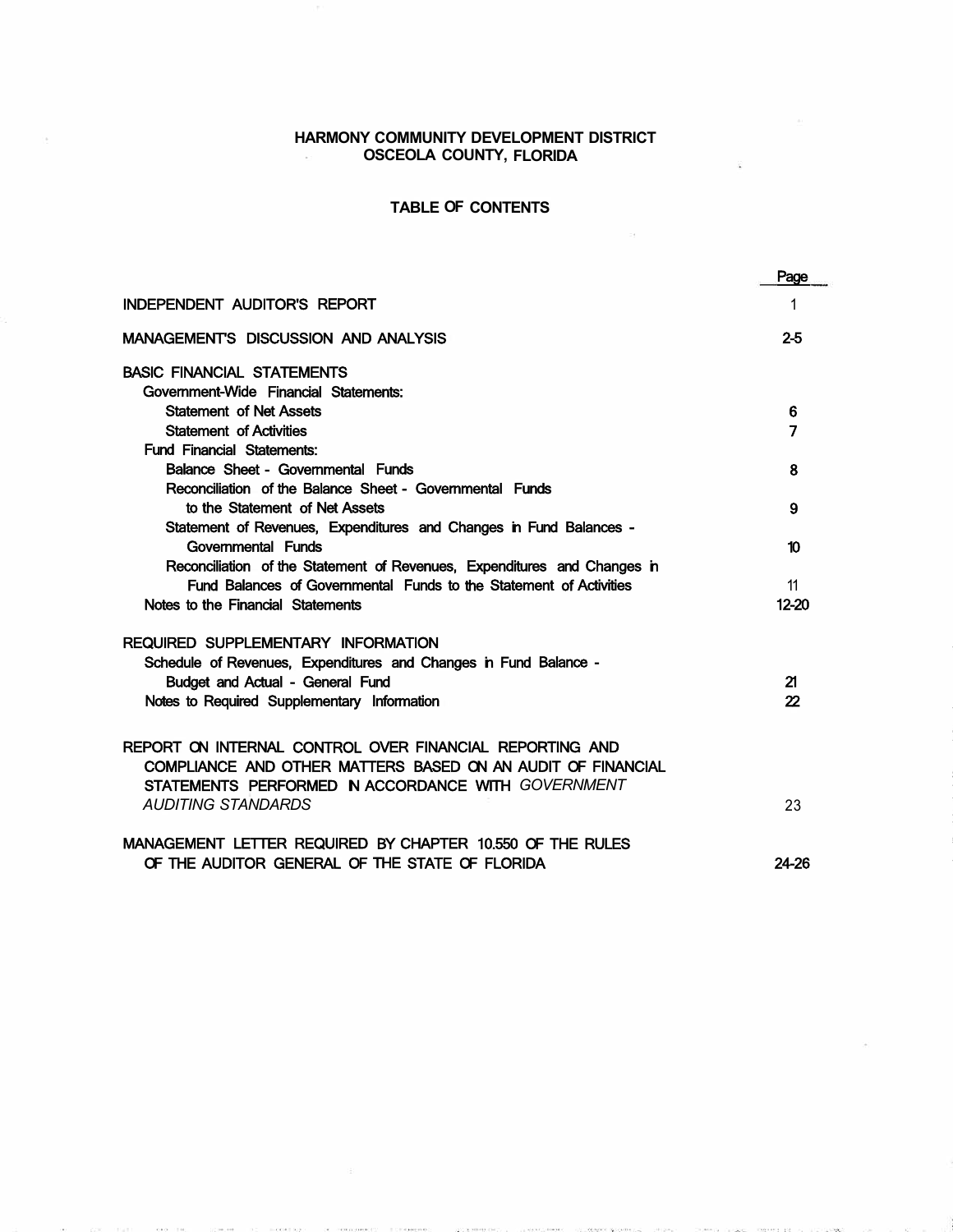**HARMONY COMMUNITY DEVELOPMENT DISTRICT**
**OSCEOLA COUNTY, FLORIDA**

**TABLE OF CONTENTS**

| | Page |
|---|---|
| INDEPENDENT AUDITOR'S REPORT | 1 |
| MANAGEMENT'S DISCUSSION AND ANALYSIS | 2-5 |
| BASIC FINANCIAL STATEMENTS | |
| Government-Wide Financial Statements: | |
| Statement of Net Assets | 6 |
| Statement of Activities | 7 |
| Fund Financial Statements: | |
| Balance Sheet - Governmental Funds | 8 |
| Reconciliation of the Balance Sheet - Governmental Funds to the Statement of Net Assets | 9 |
| Statement of Revenues, Expenditures and Changes in Fund Balances - Governmental Funds | 10 |
| Reconciliation of the Statement of Revenues, Expenditures and Changes in Fund Balances of Governmental Funds to the Statement of Activities | 11 |
| Notes to the Financial Statements | 12-20 |
| REQUIRED SUPPLEMENTARY INFORMATION | |
| Schedule of Revenues, Expenditures and Changes in Fund Balance - Budget and Actual - General Fund | 21 |
| Notes to Required Supplementary Information | 22 |
| REPORT ON INTERNAL CONTROL OVER FINANCIAL REPORTING AND COMPLIANCE AND OTHER MATTERS BASED ON AN AUDIT OF FINANCIAL STATEMENTS PERFORMED IN ACCORDANCE WITH *GOVERNMENT AUDITING STANDARDS* | 23 |
| MANAGEMENT LETTER REQUIRED BY CHAPTER 10.550 OF THE RULES OF THE AUDITOR GENERAL OF THE STATE OF FLORIDA | 24-26 |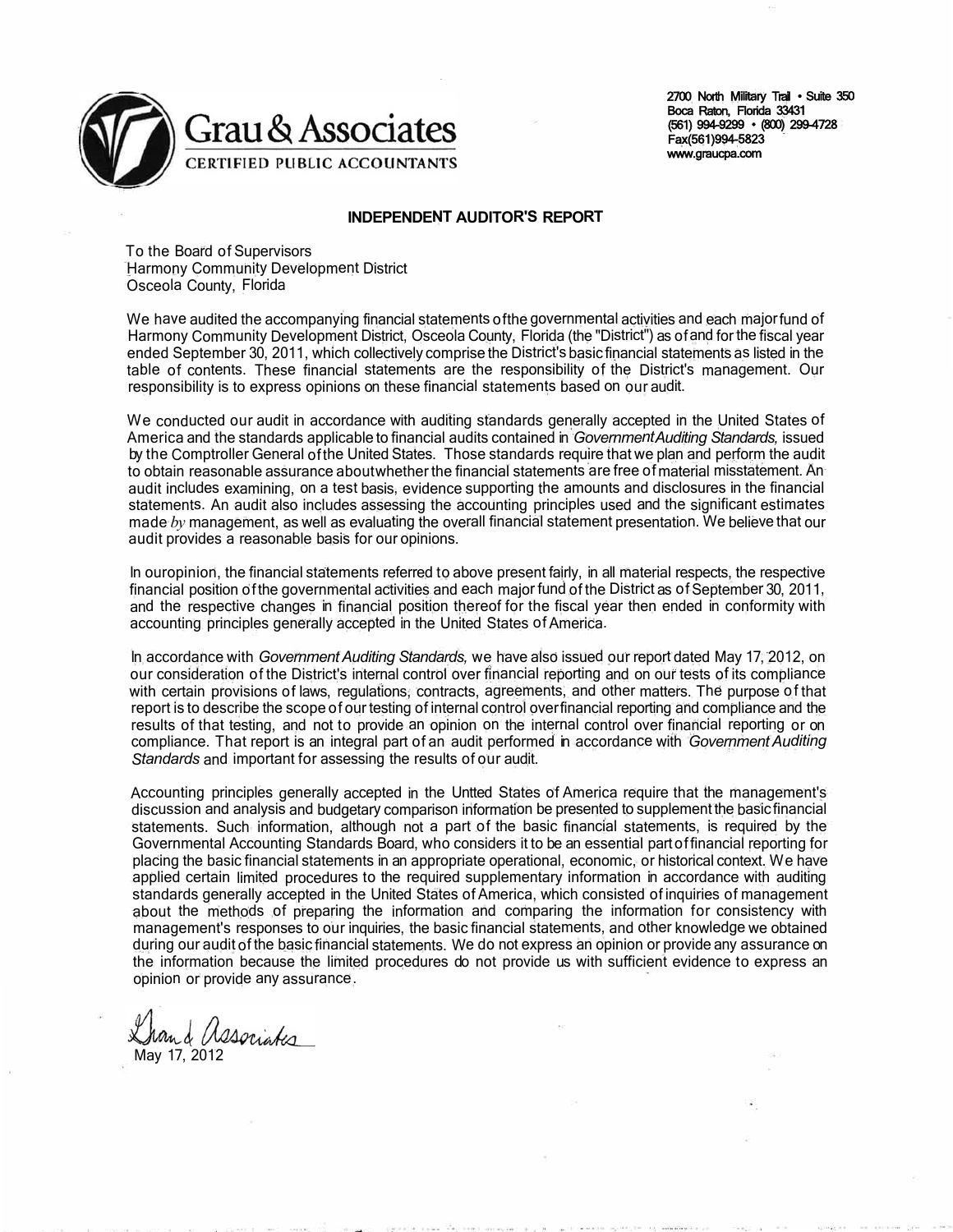Grau & Associates

CERTIFIED PUBLIC ACCOUNTANTS

2700 North Military Trail • Suite 350
Boca Raton, Florida 33431
(561) 994-9299 • (800) 299-4728
Fax(561)994-5823
www.graucpa.com

## INDEPENDENT AUDITOR'S REPORT

To the Board of Supervisors
Harmony Community Development District
Osceola County, Florida

We have audited the accompanying financial statements of the governmental activities and each major fund of Harmony Community Development District, Osceola County, Florida (the "District") as of and for the fiscal year ended September 30, 2011, which collectively comprise the District's basic financial statements as listed in the table of contents. These financial statements are the responsibility of the District's management. Our responsibility is to express opinions on these financial statements based on our audit.

We conducted our audit in accordance with auditing standards generally accepted in the United States of America and the standards applicable to financial audits contained in *Government Auditing Standards,* issued by the Comptroller General of the United States. Those standards require that we plan and perform the audit to obtain reasonable assurance about whether the financial statements are free of material misstatement. An audit includes examining, on a test basis, evidence supporting the amounts and disclosures in the financial statements. An audit also includes assessing the accounting principles used and the significant estimates made *by* management, as well as evaluating the overall financial statement presentation. We believe that our audit provides a reasonable basis for our opinions.

In our opinion, the financial statements referred to above present fairly, in all material respects, the respective financial position of the governmental activities and each major fund of the District as of September 30, 2011, and the respective changes in financial position thereof for the fiscal year then ended in conformity with accounting principles generally accepted in the United States of America.

In accordance with *Government Auditing Standards,* we have also issued our report dated May 17, 2012, on our consideration of the District's internal control over financial reporting and on our tests of its compliance with certain provisions of laws, regulations, contracts, agreements, and other matters. The purpose of that report is to describe the scope of our testing of internal control over financial reporting and compliance and the results of that testing, and not to provide an opinion on the internal control over financial reporting or on compliance. That report is an integral part of an audit performed in accordance with *Government Auditing Standards* and important for assessing the results of our audit.

Accounting principles generally accepted in the Untted States of America require that the management's discussion and analysis and budgetary comparison information be presented to supplement the basic financial statements. Such information, although not a part of the basic financial statements, is required by the Governmental Accounting Standards Board, who considers it to be an essential part of financial reporting for placing the basic financial statements in an appropriate operational, economic, or historical context. We have applied certain limited procedures to the required supplementary information in accordance with auditing standards generally accepted in the United States of America, which consisted of inquiries of management about the methods of preparing the information and comparing the information for consistency with management's responses to our inquiries, the basic financial statements, and other knowledge we obtained during our audit of the basic financial statements. We do not express an opinion or provide any assurance on the information because the limited procedures do not provide us with sufficient evidence to express an opinion or provide any assurance.

Grau & Associates

May 17, 2012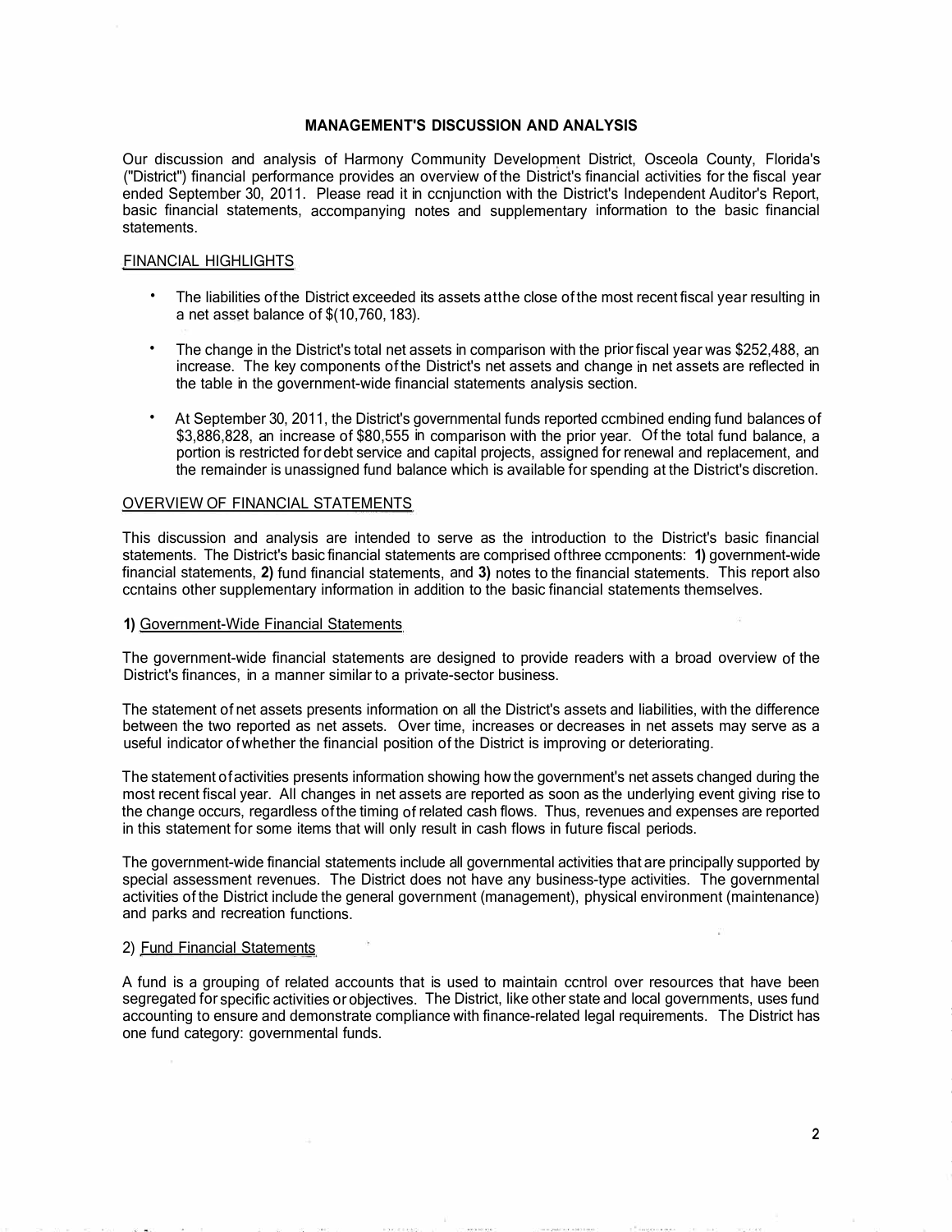## MANAGEMENT'S DISCUSSION AND ANALYSIS

Our discussion and analysis of Harmony Community Development District, Osceola County, Florida's ("District") financial performance provides an overview of the District's financial activities for the fiscal year ended September 30, 2011. Please read it in ccnjunction with the District's Independent Auditor's Report, basic financial statements, accompanying notes and supplementary information to the basic financial statements.

### FINANCIAL HIGHLIGHTS

- The liabilities of the District exceeded its assets at the close of the most recent fiscal year resulting in a net asset balance of $(10,760,183).
- The change in the District's total net assets in comparison with the prior fiscal year was $252,488, an increase. The key components of the District's net assets and change in net assets are reflected in the table in the government-wide financial statements analysis section.
- At September 30, 2011, the District's governmental funds reported ccmbined ending fund balances of $3,886,828, an increase of $80,555 in comparison with the prior year. Of the total fund balance, a portion is restricted for debt service and capital projects, assigned for renewal and replacement, and the remainder is unassigned fund balance which is available for spending at the District's discretion.

### OVERVIEW OF FINANCIAL STATEMENTS

This discussion and analysis are intended to serve as the introduction to the District's basic financial statements. The District's basic financial statements are comprised of three ccmponents: **1)** government-wide financial statements, **2)** fund financial statements, and **3)** notes to the financial statements. This report also ccntains other supplementary information in addition to the basic financial statements themselves.

#### **1)** Government-Wide Financial Statements

The government-wide financial statements are designed to provide readers with a broad overview of the District's finances, in a manner similar to a private-sector business.

The statement of net assets presents information on all the District's assets and liabilities, with the difference between the two reported as net assets. Over time, increases or decreases in net assets may serve as a useful indicator of whether the financial position of the District is improving or deteriorating.

The statement of activities presents information showing how the government's net assets changed during the most recent fiscal year. All changes in net assets are reported as soon as the underlying event giving rise to the change occurs, regardless of the timing of related cash flows. Thus, revenues and expenses are reported in this statement for some items that will only result in cash flows in future fiscal periods.

The government-wide financial statements include all governmental activities that are principally supported by special assessment revenues. The District does not have any business-type activities. The governmental activities of the District include the general government (management), physical environment (maintenance) and parks and recreation functions.

#### 2) Fund Financial Statements

A fund is a grouping of related accounts that is used to maintain ccntrol over resources that have been segregated for specific activities or objectives. The District, like other state and local governments, uses fund accounting to ensure and demonstrate compliance with finance-related legal requirements. The District has one fund category: governmental funds.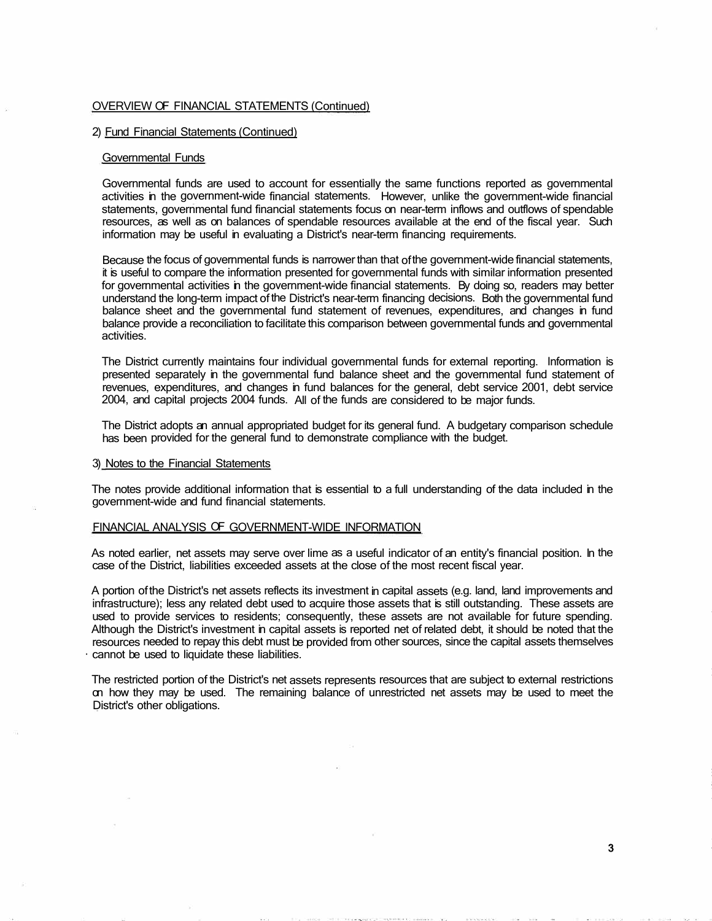## OVERVIEW OF FINANCIAL STATEMENTS (Continued)

### 2) Fund Financial Statements (Continued)

#### Governmental Funds

Governmental funds are used to account for essentially the same functions reported as governmental activities in the government-wide financial statements. However, unlike the government-wide financial statements, governmental fund financial statements focus on near-term inflows and outflows of spendable resources, as well as on balances of spendable resources available at the end of the fiscal year. Such information may be useful in evaluating a District's near-term financing requirements.

Because the focus of governmental funds is narrower than that of the government-wide financial statements, it is useful to compare the information presented for governmental funds with similar information presented for governmental activities in the government-wide financial statements. By doing so, readers may better understand the long-term impact of the District's near-term financing decisions. Both the governmental fund balance sheet and the governmental fund statement of revenues, expenditures, and changes in fund balance provide a reconciliation to facilitate this comparison between governmental funds and governmental activities.

The District currently maintains four individual governmental funds for external reporting. Information is presented separately in the governmental fund balance sheet and the governmental fund statement of revenues, expenditures, and changes in fund balances for the general, debt service 2001, debt service 2004, and capital projects 2004 funds. All of the funds are considered to be major funds.

The District adopts an annual appropriated budget for its general fund. A budgetary comparison schedule has been provided for the general fund to demonstrate compliance with the budget.

### 3) Notes to the Financial Statements

The notes provide additional information that is essential to a full understanding of the data included in the government-wide and fund financial statements.

## FINANCIAL ANALYSIS OF GOVERNMENT-WIDE INFORMATION

As noted earlier, net assets may serve over lime as a useful indicator of an entity's financial position. In the case of the District, liabilities exceeded assets at the close of the most recent fiscal year.

A portion of the District's net assets reflects its investment in capital assets (e.g. land, land improvements and infrastructure); less any related debt used to acquire those assets that is still outstanding. These assets are used to provide services to residents; consequently, these assets are not available for future spending. Although the District's investment in capital assets is reported net of related debt, it should be noted that the resources needed to repay this debt must be provided from other sources, since the capital assets themselves cannot be used to liquidate these liabilities.

The restricted portion of the District's net assets represents resources that are subject to external restrictions on how they may be used. The remaining balance of unrestricted net assets may be used to meet the District's other obligations.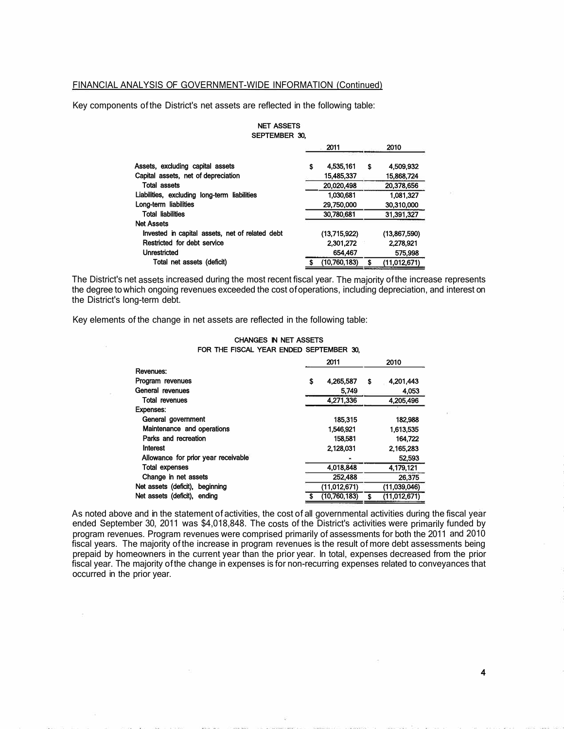FINANCIAL ANALYSIS OF GOVERNMENT-WIDE INFORMATION (Continued)

Key components of the District's net assets are reflected in the following table:

NET ASSETS
SEPTEMBER 30,

| | 2011 | 2010 |
|---|---|---|
| Assets, excluding capital assets | $ 4,535,161 | $ 4,509,932 |
| Capital assets, net of depreciation | 15,485,337 | 15,868,724 |
| Total assets | 20,020,498 | 20,378,656 |
| Liabilities, excluding long-term liabilities | 1,030,681 | 1,081,327 |
| Long-term liabilities | 29,750,000 | 30,310,000 |
| Total liabilities | 30,780,681 | 31,391,327 |
| Net Assets | | |
| Invested in capital assets, net of related debt | (13,715,922) | (13,867,590) |
| Restricted for debt service | 2,301,272 | 2,278,921 |
| Unrestricted | 654,467 | 575,998 |
| Total net assets (deficit) | $ (10,760,183) | $ (11,012,671) |

The District's net assets increased during the most recent fiscal year. The majority of the increase represents the degree to which ongoing revenues exceeded the cost of operations, including depreciation, and interest on the District's long-term debt.

Key elements of the change in net assets are reflected in the following table:

CHANGES IN NET ASSETS
FOR THE FISCAL YEAR ENDED SEPTEMBER 30,

| | 2011 | 2010 |
|---|---|---|
| Revenues: | | |
| Program revenues | $ 4,265,587 | $ 4,201,443 |
| General revenues | 5,749 | 4,053 |
| Total revenues | 4,271,336 | 4,205,496 |
| Expenses: | | |
| General government | 185,315 | 182,988 |
| Maintenance and operations | 1,546,921 | 1,613,535 |
| Parks and recreation | 158,581 | 164,722 |
| Interest | 2,128,031 | 2,165,283 |
| Allowance for prior year receivable | - | 52,593 |
| Total expenses | 4,018,848 | 4,179,121 |
| Change in net assets | 252,488 | 26,375 |
| Net assets (deficit), beginning | (11,012,671) | (11,039,046) |
| Net assets (deficit), ending | $ (10,760,183) | $ (11,012,671) |

As noted above and in the statement of activities, the cost of all governmental activities during the fiscal year ended September 30, 2011 was $4,018,848. The costs of the District's activities were primarily funded by program revenues. Program revenues were comprised primarily of assessments for both the 2011 and 2010 fiscal years. The majority of the increase in program revenues is the result of more debt assessments being prepaid by homeowners in the current year than the prior year. In total, expenses decreased from the prior fiscal year. The majority of the change in expenses is for non-recurring expenses related to conveyances that occurred in the prior year.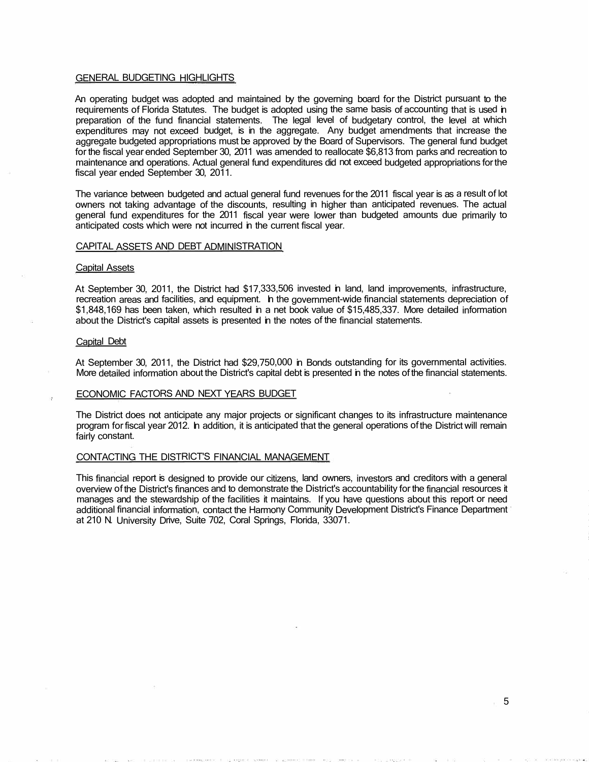## GENERAL BUDGETING HIGHLIGHTS

An operating budget was adopted and maintained by the governing board for the District pursuant to the requirements of Florida Statutes. The budget is adopted using the same basis of accounting that is used in preparation of the fund financial statements. The legal level of budgetary control, the level at which expenditures may not exceed budget, is in the aggregate. Any budget amendments that increase the aggregate budgeted appropriations must be approved by the Board of Supervisors. The general fund budget for the fiscal year ended September 30, 2011 was amended to reallocate $6,813 from parks and recreation to maintenance and operations. Actual general fund expenditures did not exceed budgeted appropriations for the fiscal year ended September 30, 2011.

The variance between budgeted and actual general fund revenues for the 2011 fiscal year is as a result of lot owners not taking advantage of the discounts, resulting in higher than anticipated revenues. The actual general fund expenditures for the 2011 fiscal year were lower than budgeted amounts due primarily to anticipated costs which were not incurred in the current fiscal year.

## CAPITAL ASSETS AND DEBT ADMINISTRATION

### Capital Assets

At September 30, 2011, the District had $17,333,506 invested in land, land improvements, infrastructure, recreation areas and facilities, and equipment. In the government-wide financial statements depreciation of $1,848,169 has been taken, which resulted in a net book value of $15,485,337. More detailed information about the District's capital assets is presented in the notes of the financial statements.

### Capital Debt

At September 30, 2011, the District had $29,750,000 in Bonds outstanding for its governmental activities. More detailed information about the District's capital debt is presented in the notes of the financial statements.

## ECONOMIC FACTORS AND NEXT YEARS BUDGET

The District does not anticipate any major projects or significant changes to its infrastructure maintenance program for fiscal year 2012. In addition, it is anticipated that the general operations of the District will remain fairly constant.

## CONTACTING THE DISTRICT'S FINANCIAL MANAGEMENT

This financial report is designed to provide our citizens, land owners, investors and creditors with a general overview of the District's finances and to demonstrate the District's accountability for the financial resources it manages and the stewardship of the facilities it maintains. If you have questions about this report or need additional financial information, contact the Harmony Community Development District's Finance Department at 210 N. University Drive, Suite 702, Coral Springs, Florida, 33071.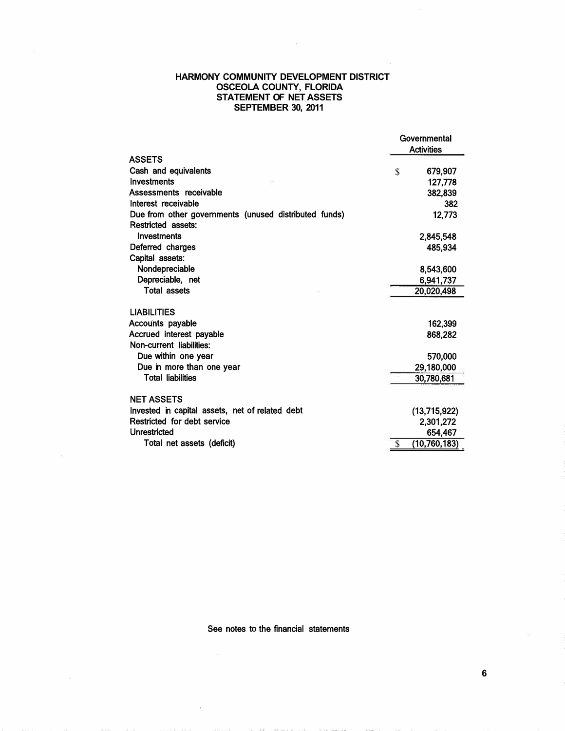# HARMONY COMMUNITY DEVELOPMENT DISTRICT
## OSCEOLA COUNTY, FLORIDA
## STATEMENT OF NET ASSETS
## SEPTEMBER 30, 2011

| | Governmental Activities |
|---|---|
| **ASSETS** | |
| Cash and equivalents | $ 679,907 |
| Investments | 127,778 |
| Assessments receivable | 382,839 |
| Interest receivable | 382 |
| Due from other governments (unused distributed funds) | 12,773 |
| Restricted assets: | |
| Investments | 2,845,548 |
| Deferred charges | 485,934 |
| Capital assets: | |
| Nondepreciable | 8,543,600 |
| Depreciable, net | 6,941,737 |
| Total assets | 20,020,498 |
| **LIABILITIES** | |
| Accounts payable | 162,399 |
| Accrued interest payable | 868,282 |
| Non-current liabilities: | |
| Due within one year | 570,000 |
| Due in more than one year | 29,180,000 |
| Total liabilities | 30,780,681 |
| **NET ASSETS** | |
| Invested in capital assets, net of related debt | (13,715,922) |
| Restricted for debt service | 2,301,272 |
| Unrestricted | 654,467 |
| Total net assets (deficit) | $ (10,760,183) |

See notes to the financial statements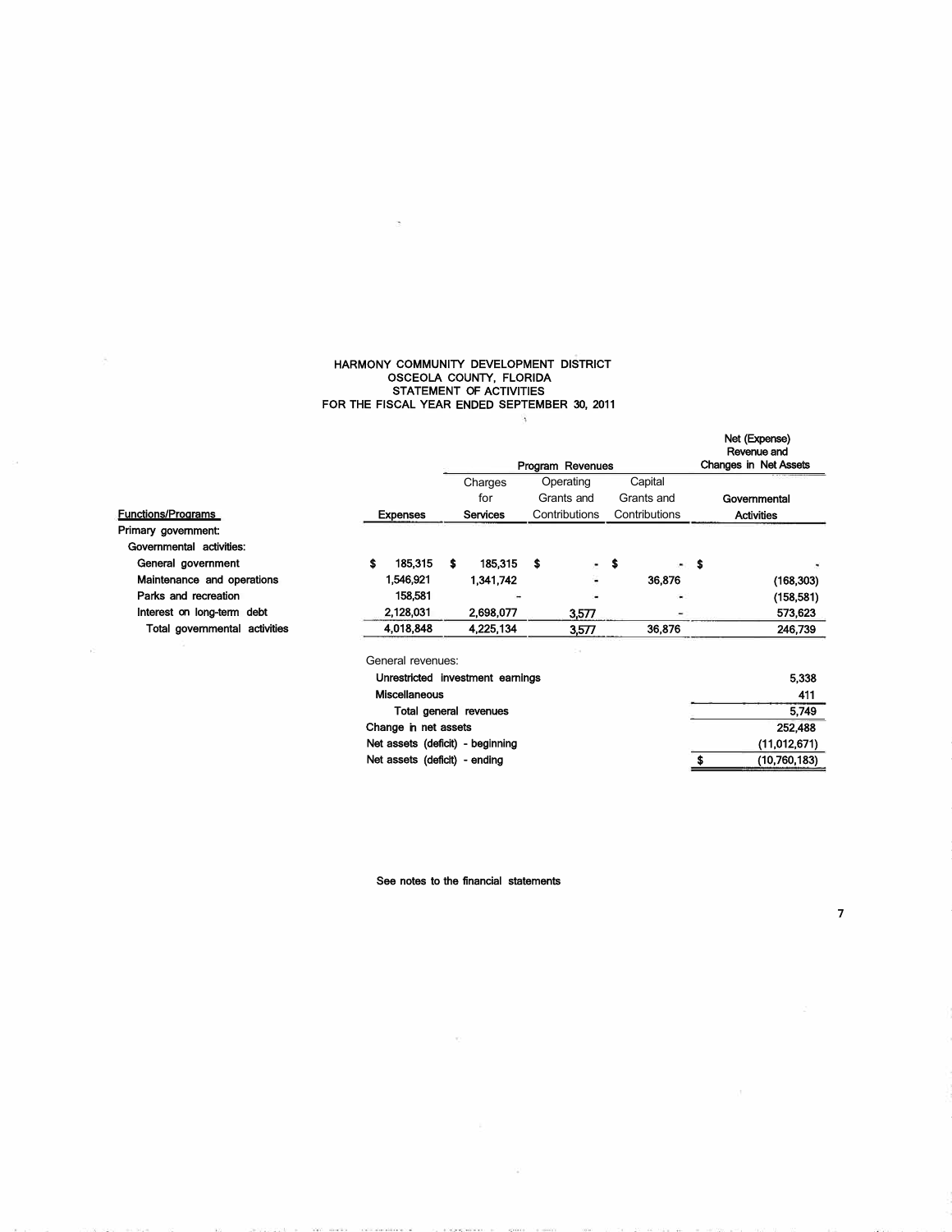# HARMONY COMMUNITY DEVELOPMENT DISTRICT
## OSCEOLA COUNTY, FLORIDA
## STATEMENT OF ACTIVITIES
## FOR THE FISCAL YEAR ENDED SEPTEMBER 30, 2011

| | | Program Revenues | | | Net (Expense) Revenue and Changes in Net Assets |
|---|---|---|---|---|---|
| Functions/Programs | Expenses | Charges for Services | Operating Grants and Contributions | Capital Grants and Contributions | Governmental Activities |
| Primary government: | | | | | |
| Governmental activities: | | | | | |
| General government | $ 185,315 | $ 185,315 | $ - | $ - | $ - |
| Maintenance and operations | 1,546,921 | 1,341,742 | - | 36,876 | (168,303) |
| Parks and recreation | 158,581 | - | - | - | (158,581) |
| Interest on long-term debt | 2,128,031 | 2,698,077 | 3,577 | - | 573,623 |
| Total governmental activities | 4,018,848 | 4,225,134 | 3,577 | 36,876 | 246,739 |
| | General revenues: | | | | |
| | Unrestricted investment earnings | | | | 5,338 |
| | Miscellaneous | | | | 411 |
| | Total general revenues | | | | 5,749 |
| | Change in net assets | | | | 252,488 |
| | Net assets (deficit) - beginning | | | | (11,012,671) |
| | Net assets (deficit) - ending | | | | $ (10,760,183) |

See notes to the financial statements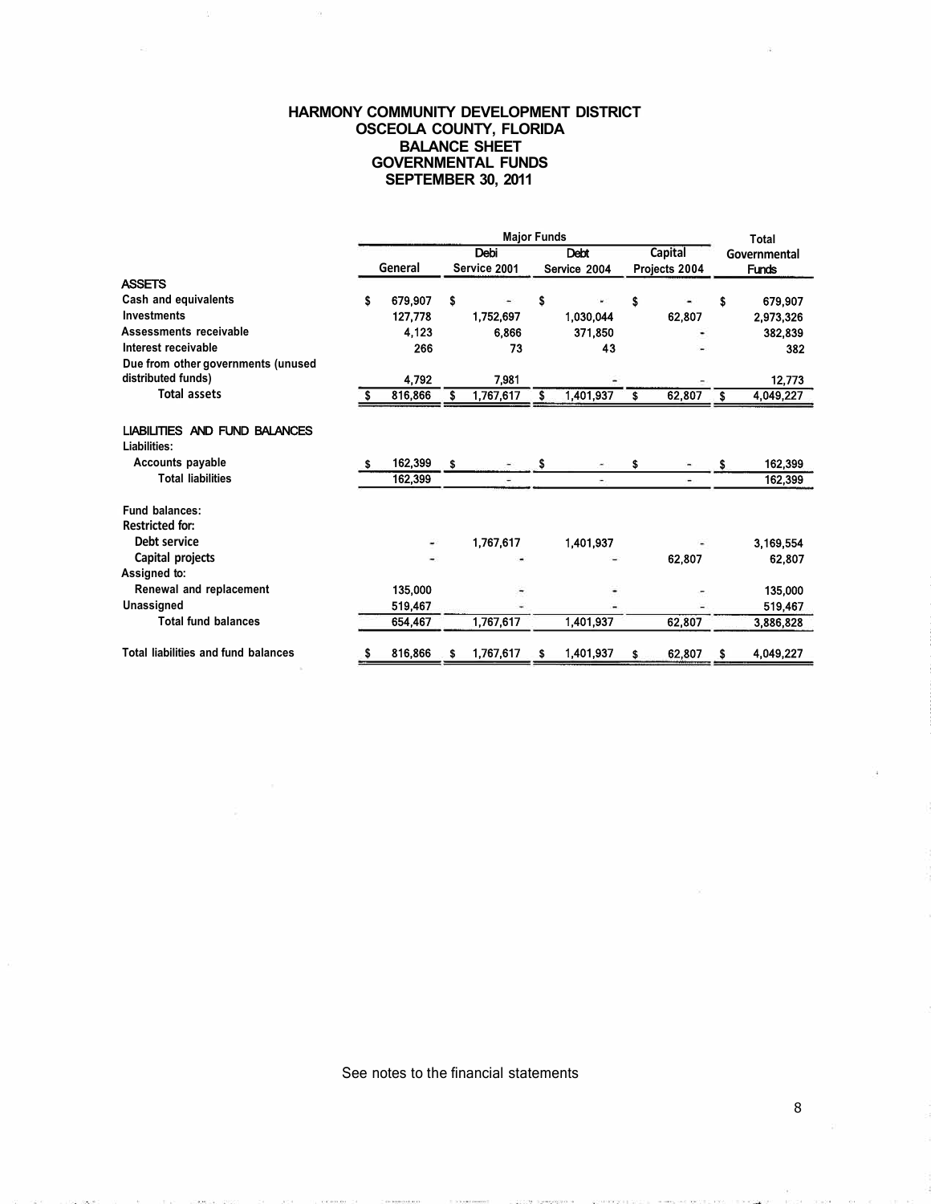# HARMONY COMMUNITY DEVELOPMENT DISTRICT
## OSCEOLA COUNTY, FLORIDA
## BALANCE SHEET
## GOVERNMENTAL FUNDS
## SEPTEMBER 30, 2011

| | Major Funds | | | | Total |
|---|---|---|---|---|---|
| | General | Debi Service 2001 | Debt Service 2004 | Capital Projects 2004 | Governmental Funds |
| **ASSETS** | | | | | |
| Cash and equivalents | $ 679,907 | $ - | $ - | $ - | $ 679,907 |
| Investments | 127,778 | 1,752,697 | 1,030,044 | 62,807 | 2,973,326 |
| Assessments receivable | 4,123 | 6,866 | 371,850 | - | 382,839 |
| Interest receivable | 266 | 73 | 43 | - | 382 |
| Due from other governments (unused distributed funds) | 4,792 | 7,981 | - | - | 12,773 |
| Total assets | $ 816,866 | $ 1,767,617 | $ 1,401,937 | $ 62,807 | $ 4,049,227 |
| **LIABILITIES AND FUND BALANCES** | | | | | |
| Liabilities: | | | | | |
| Accounts payable | $ 162,399 | $ - | $ - | $ - | $ 162,399 |
| Total liabilities | 162,399 | - | - | - | 162,399 |
| Fund balances: | | | | | |
| Restricted for: | | | | | |
| Debt service | - | 1,767,617 | 1,401,937 | - | 3,169,554 |
| Capital projects | - | - | - | 62,807 | 62,807 |
| Assigned to: | | | | | |
| Renewal and replacement | 135,000 | - | - | - | 135,000 |
| Unassigned | 519,467 | - | - | - | 519,467 |
| Total fund balances | 654,467 | 1,767,617 | 1,401,937 | 62,807 | 3,886,828 |
| Total liabilities and fund balances | $ 816,866 | $ 1,767,617 | $ 1,401,937 | $ 62,807 | $ 4,049,227 |

See notes to the financial statements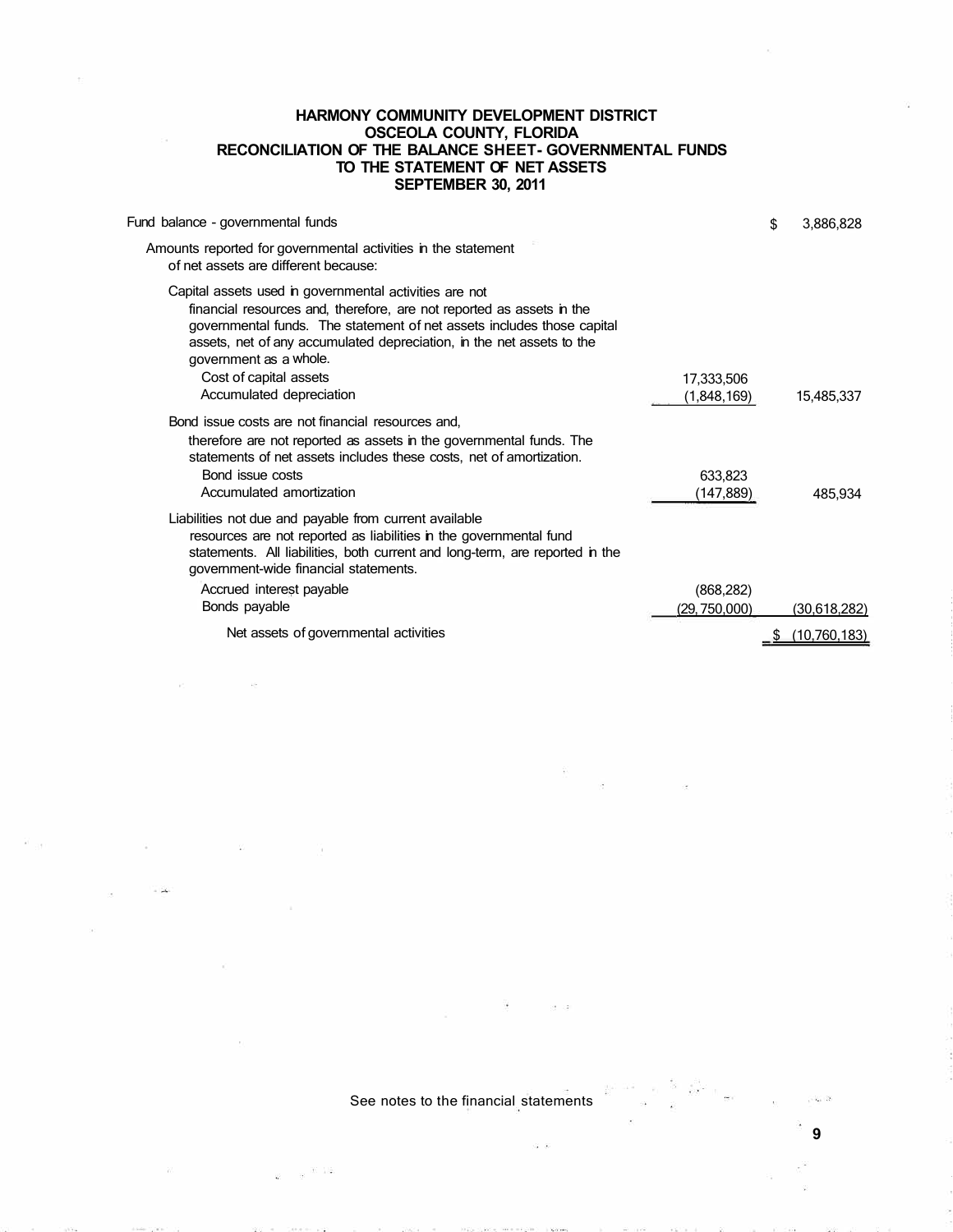# HARMONY COMMUNITY DEVELOPMENT DISTRICT
## OSCEOLA COUNTY, FLORIDA
## RECONCILIATION OF THE BALANCE SHEET- GOVERNMENTAL FUNDS TO THE STATEMENT OF NET ASSETS
## SEPTEMBER 30, 2011

| | | |
|---|---|---|
| Fund balance - governmental funds | | $ 3,886,828 |
| Amounts reported for governmental activities in the statement of net assets are different because: | | |
| Capital assets used in governmental activities are not financial resources and, therefore, are not reported as assets in the governmental funds. The statement of net assets includes those capital assets, net of any accumulated depreciation, in the net assets to the government as a whole. | | |
| Cost of capital assets | 17,333,506 | |
| Accumulated depreciation | (1,848,169) | 15,485,337 |
| Bond issue costs are not financial resources and, therefore are not reported as assets in the governmental funds. The statements of net assets includes these costs, net of amortization. | | |
| Bond issue costs | 633,823 | |
| Accumulated amortization | (147,889) | 485,934 |
| Liabilities not due and payable from current available resources are not reported as liabilities in the governmental fund statements. All liabilities, both current and long-term, are reported in the government-wide financial statements. | | |
| Accrued interest payable | (868,282) | |
| Bonds payable | (29,750,000) | (30,618,282) |
| Net assets of governmental activities | | $ (10,760,183) |

See notes to the financial statements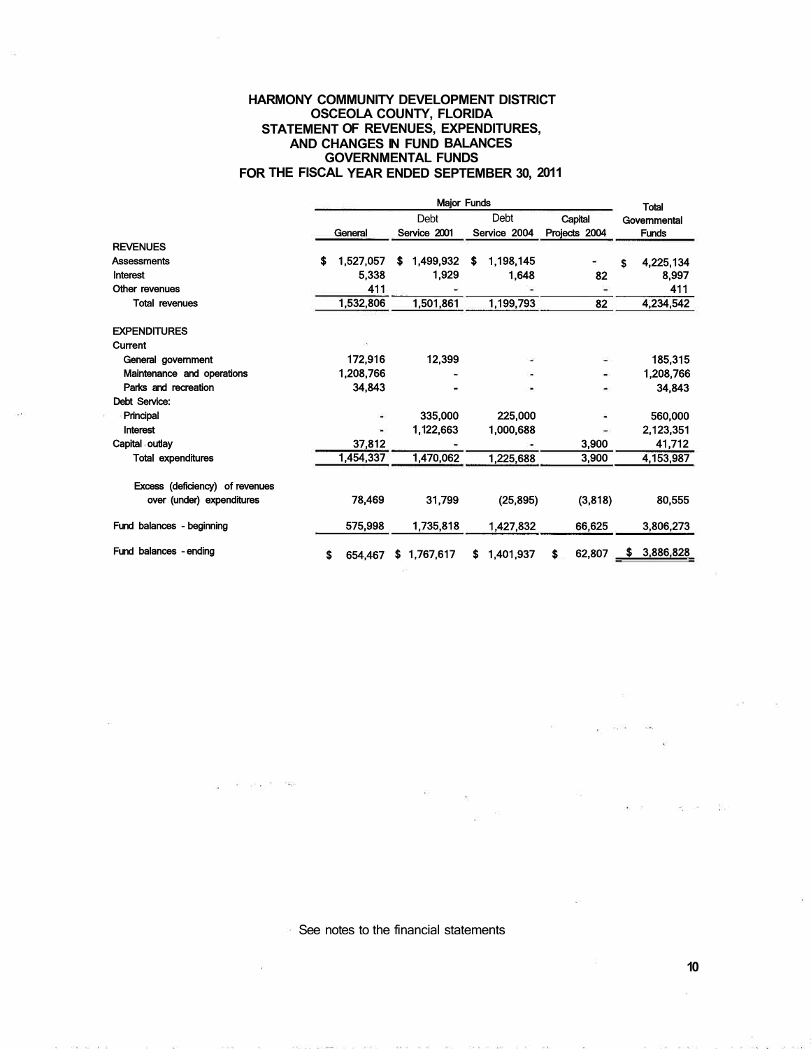# HARMONY COMMUNITY DEVELOPMENT DISTRICT
## OSCEOLA COUNTY, FLORIDA
## STATEMENT OF REVENUES, EXPENDITURES, AND CHANGES IN FUND BALANCES GOVERNMENTAL FUNDS
## FOR THE FISCAL YEAR ENDED SEPTEMBER 30, 2011

| | Major Funds | | | | Total Governmental Funds |
|---|---|---|---|---|---|
| | General | Debt Service 2001 | Debt Service 2004 | Capital Projects 2004 | |
| **REVENUES** | | | | | |
| Assessments | $ 1,527,057 | $ 1,499,932 | $ 1,198,145 | - | $ 4,225,134 |
| Interest | 5,338 | 1,929 | 1,648 | 82 | 8,997 |
| Other revenues | 411 | - | - | - | 411 |
| Total revenues | 1,532,806 | 1,501,861 | 1,199,793 | 82 | 4,234,542 |
| **EXPENDITURES** | | | | | |
| Current | | | | | |
| General government | 172,916 | 12,399 | - | - | 185,315 |
| Maintenance and operations | 1,208,766 | - | - | - | 1,208,766 |
| Parks and recreation | 34,843 | - | - | - | 34,843 |
| Debt Service: | | | | | |
| Principal | - | 335,000 | 225,000 | - | 560,000 |
| Interest | - | 1,122,663 | 1,000,688 | - | 2,123,351 |
| Capital outlay | 37,812 | - | - | 3,900 | 41,712 |
| Total expenditures | 1,454,337 | 1,470,062 | 1,225,688 | 3,900 | 4,153,987 |
| Excess (deficiency) of revenues over (under) expenditures | 78,469 | 31,799 | (25,895) | (3,818) | 80,555 |
| Fund balances - beginning | 575,998 | 1,735,818 | 1,427,832 | 66,625 | 3,806,273 |
| Fund balances - ending | $ 654,467 | $ 1,767,617 | $ 1,401,937 | $ 62,807 | $ 3,886,828 |

See notes to the financial statements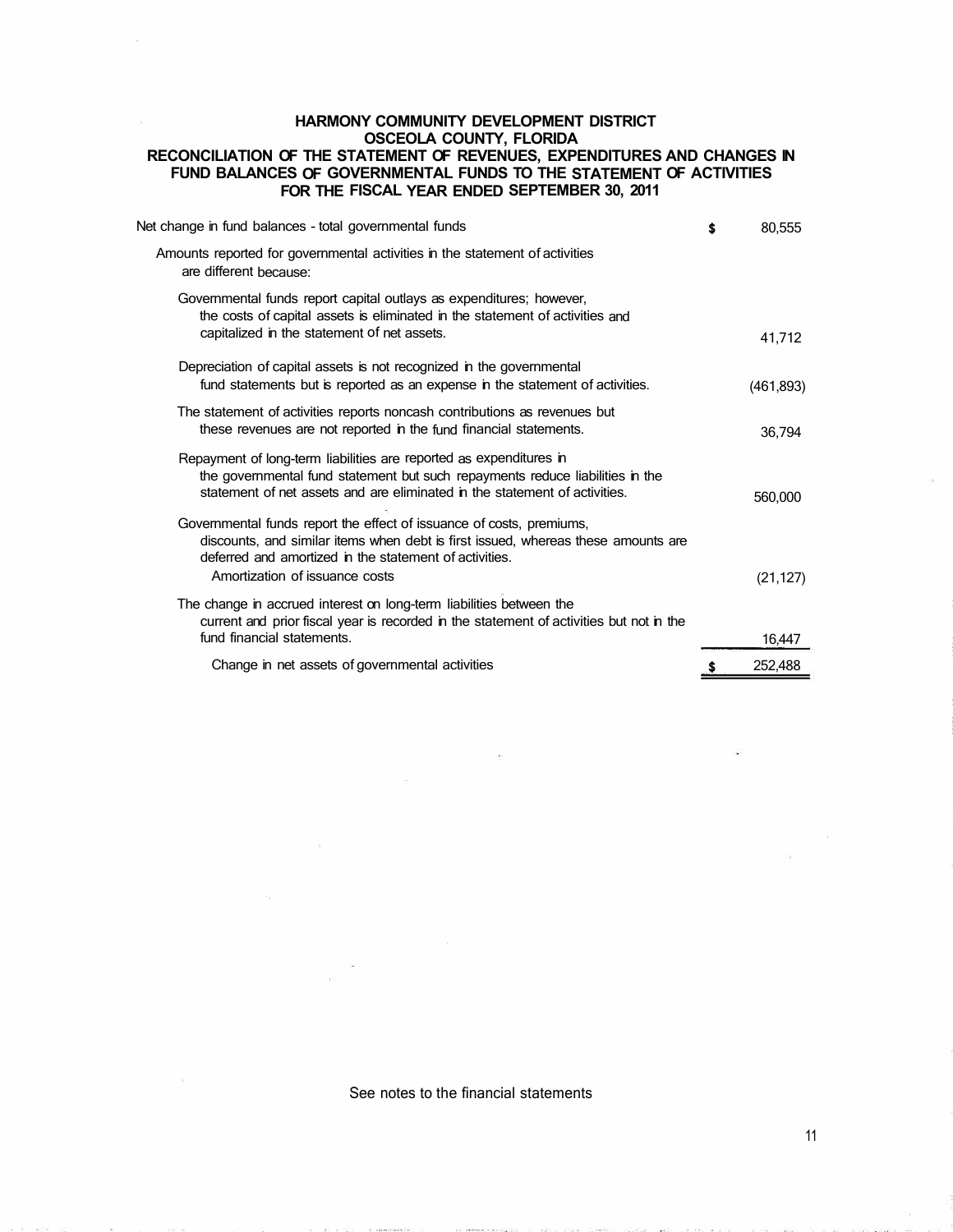# HARMONY COMMUNITY DEVELOPMENT DISTRICT
## OSCEOLA COUNTY, FLORIDA
## RECONCILIATION OF THE STATEMENT OF REVENUES, EXPENDITURES AND CHANGES IN FUND BALANCES OF GOVERNMENTAL FUNDS TO THE STATEMENT OF ACTIVITIES
## FOR THE FISCAL YEAR ENDED SEPTEMBER 30, 2011

| | | |
|---|---|---|
| Net change in fund balances - total governmental funds | $ | 80,555 |
| Amounts reported for governmental activities in the statement of activities are different because: | | |
| Governmental funds report capital outlays as expenditures; however, the costs of capital assets is eliminated in the statement of activities and capitalized in the statement of net assets. | | 41,712 |
| Depreciation of capital assets is not recognized in the governmental fund statements but is reported as an expense in the statement of activities. | | (461,893) |
| The statement of activities reports noncash contributions as revenues but these revenues are not reported in the fund financial statements. | | 36,794 |
| Repayment of long-term liabilities are reported as expenditures in the governmental fund statement but such repayments reduce liabilities in the statement of net assets and are eliminated in the statement of activities. | | 560,000 |
| Governmental funds report the effect of issuance of costs, premiums, discounts, and similar items when debt is first issued, whereas these amounts are deferred and amortized in the statement of activities. | | |
| Amortization of issuance costs | | (21,127) |
| The change in accrued interest on long-term liabilities between the current and prior fiscal year is recorded in the statement of activities but not in the fund financial statements. | | 16,447 |
| Change in net assets of governmental activities | $ | 252,488 |

See notes to the financial statements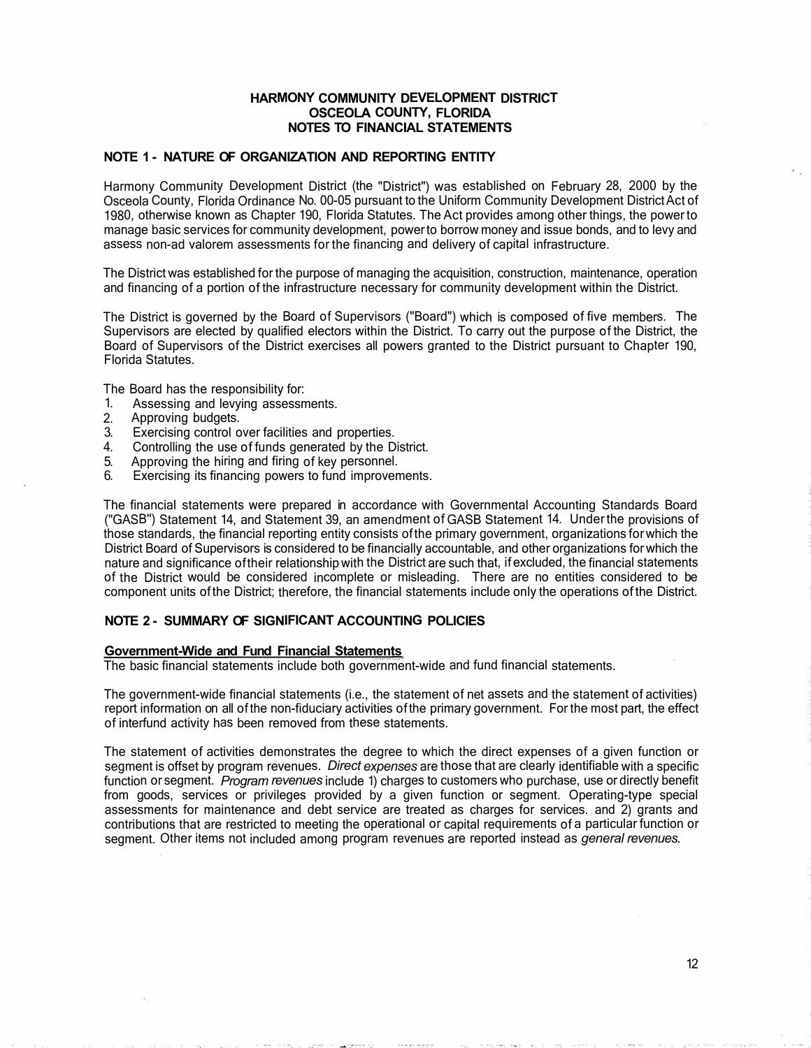# HARMONY COMMUNITY DEVELOPMENT DISTRICT
# OSCEOLA COUNTY, FLORIDA
# NOTES TO FINANCIAL STATEMENTS

## NOTE 1 - NATURE OF ORGANIZATION AND REPORTING ENTITY

Harmony Community Development District (the "District") was established on February 28, 2000 by the Osceola County, Florida Ordinance No. 00-05 pursuant to the Uniform Community Development District Act of 1980, otherwise known as Chapter 190, Florida Statutes. The Act provides among other things, the power to manage basic services for community development, power to borrow money and issue bonds, and to levy and assess non-ad valorem assessments for the financing and delivery of capital infrastructure.

The District was established for the purpose of managing the acquisition, construction, maintenance, operation and financing of a portion of the infrastructure necessary for community development within the District.

The District is governed by the Board of Supervisors ("Board") which is composed of five members. The Supervisors are elected by qualified electors within the District. To carry out the purpose of the District, the Board of Supervisors of the District exercises all powers granted to the District pursuant to Chapter 190, Florida Statutes.

The Board has the responsibility for:

1. Assessing and levying assessments.
2. Approving budgets.
3. Exercising control over facilities and properties.
4. Controlling the use of funds generated by the District.
5. Approving the hiring and firing of key personnel.
6. Exercising its financing powers to fund improvements.

The financial statements were prepared in accordance with Governmental Accounting Standards Board ("GASB") Statement 14, and Statement 39, an amendment of GASB Statement 14. Under the provisions of those standards, the financial reporting entity consists of the primary government, organizations for which the District Board of Supervisors is considered to be financially accountable, and other organizations for which the nature and significance of their relationship with the District are such that, if excluded, the financial statements of the District would be considered incomplete or misleading. There are no entities considered to be component units of the District; therefore, the financial statements include only the operations of the District.

## NOTE 2 - SUMMARY OF SIGNIFICANT ACCOUNTING POLICIES

**Government-Wide and Fund Financial Statements**

The basic financial statements include both government-wide and fund financial statements.

The government-wide financial statements (i.e., the statement of net assets and the statement of activities) report information on all of the non-fiduciary activities of the primary government. For the most part, the effect of interfund activity has been removed from these statements.

The statement of activities demonstrates the degree to which the direct expenses of a given function or segment is offset by program revenues. *Direct expenses* are those that are clearly identifiable with a specific function or segment. *Program revenues* include 1) charges to customers who purchase, use or directly benefit from goods, services or privileges provided by a given function or segment. Operating-type special assessments for maintenance and debt service are treated as charges for services. and 2) grants and contributions that are restricted to meeting the operational or capital requirements of a particular function or segment. Other items not included among program revenues are reported instead as *general revenues*.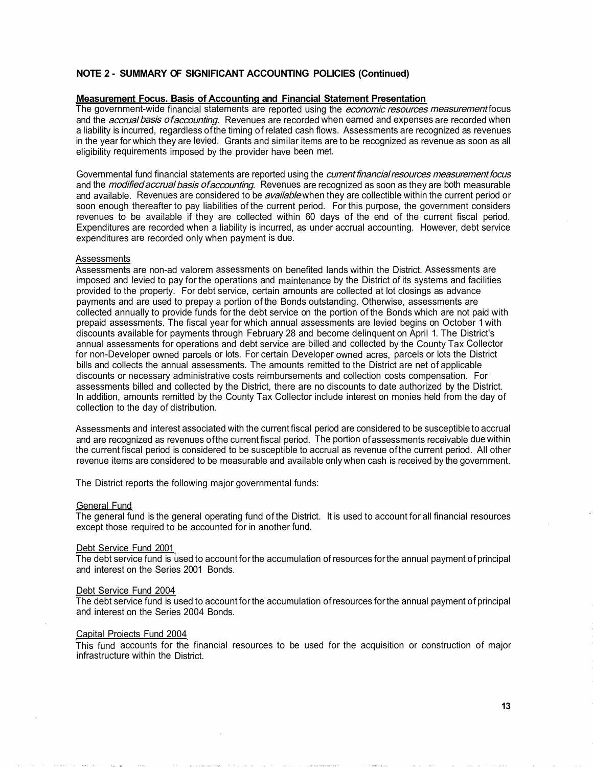## NOTE 2 - SUMMARY OF SIGNIFICANT ACCOUNTING POLICIES (Continued)

### Measurement Focus. Basis of Accounting and Financial Statement Presentation

The government-wide financial statements are reported using the *economic resources measurement* focus and the *accrual basis of accounting*. Revenues are recorded when earned and expenses are recorded when a liability is incurred, regardless of the timing of related cash flows. Assessments are recognized as revenues in the year for which they are levied. Grants and similar items are to be recognized as revenue as soon as all eligibility requirements imposed by the provider have been met.

Governmental fund financial statements are reported using the *current financial resources measurement focus* and the *modified accrual basis of accounting*. Revenues are recognized as soon as they are both measurable and available. Revenues are considered to be *available* when they are collectible within the current period or soon enough thereafter to pay liabilities of the current period. For this purpose, the government considers revenues to be available if they are collected within 60 days of the end of the current fiscal period. Expenditures are recorded when a liability is incurred, as under accrual accounting. However, debt service expenditures are recorded only when payment is due.

#### Assessments

Assessments are non-ad valorem assessments on benefited lands within the District. Assessments are imposed and levied to pay for the operations and maintenance by the District of its systems and facilities provided to the property. For debt service, certain amounts are collected at lot closings as advance payments and are used to prepay a portion of the Bonds outstanding. Otherwise, assessments are collected annually to provide funds for the debt service on the portion of the Bonds which are not paid with prepaid assessments. The fiscal year for which annual assessments are levied begins on October 1 with discounts available for payments through February 28 and become delinquent on April 1. The District's annual assessments for operations and debt service are billed and collected by the County Tax Collector for non-Developer owned parcels or lots. For certain Developer owned acres, parcels or lots the District bills and collects the annual assessments. The amounts remitted to the District are net of applicable discounts or necessary administrative costs reimbursements and collection costs compensation. For assessments billed and collected by the District, there are no discounts to date authorized by the District. In addition, amounts remitted by the County Tax Collector include interest on monies held from the day of collection to the day of distribution.

Assessments and interest associated with the current fiscal period are considered to be susceptible to accrual and are recognized as revenues of the current fiscal period. The portion of assessments receivable due within the current fiscal period is considered to be susceptible to accrual as revenue of the current period. All other revenue items are considered to be measurable and available only when cash is received by the government.

The District reports the following major governmental funds:

#### General Fund

The general fund is the general operating fund of the District. It is used to account for all financial resources except those required to be accounted for in another fund.

#### Debt Service Fund 2001

The debt service fund is used to account for the accumulation of resources for the annual payment of principal and interest on the Series 2001 Bonds.

#### Debt Service Fund 2004

The debt service fund is used to account for the accumulation of resources for the annual payment of principal and interest on the Series 2004 Bonds.

#### Capital Proiects Fund 2004

This fund accounts for the financial resources to be used for the acquisition or construction of major infrastructure within the District.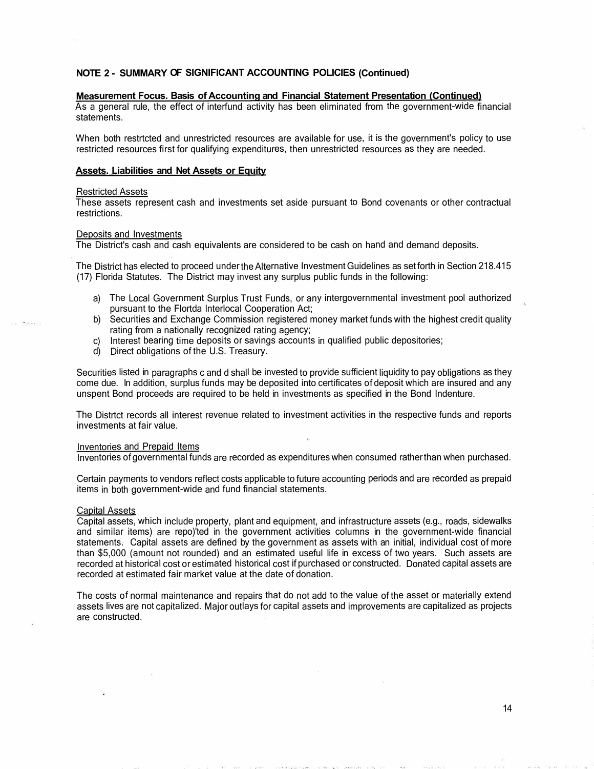## NOTE 2 - SUMMARY OF SIGNIFICANT ACCOUNTING POLICIES (Continued)

**Measurement Focus. Basis of Accounting and Financial Statement Presentation (Continued)**

As a general rule, the effect of interfund activity has been eliminated from the government-wide financial statements.

When both restrtcted and unrestricted resources are available for use, it is the government's policy to use restricted resources first for qualifying expenditures, then unrestricted resources as they are needed.

**Assets. Liabilities and Net Assets or Equity**

Restricted Assets

These assets represent cash and investments set aside pursuant to Bond covenants or other contractual restrictions.

Deposits and Investments

The District's cash and cash equivalents are considered to be cash on hand and demand deposits.

The District has elected to proceed under the Alternative Investment Guidelines as set forth in Section 218.415 (17) Florida Statutes. The District may invest any surplus public funds in the following:

a) The Local Government Surplus Trust Funds, or any intergovernmental investment pool authorized pursuant to the Flortda Interlocal Cooperation Act;
b) Securities and Exchange Commission registered money market funds with the highest credit quality rating from a nationally recognized rating agency;
c) Interest bearing time deposits or savings accounts in qualified public depositories;
d) Direct obligations of the U.S. Treasury.

Securities listed in paragraphs c and d shall be invested to provide sufficient liquidity to pay obligations as they come due. In addition, surplus funds may be deposited into certificates of deposit which are insured and any unspent Bond proceeds are required to be held in investments as specified in the Bond Indenture.

The Distrtct records all interest revenue related to investment activities in the respective funds and reports investments at fair value.

Inventories and Prepaid Items

Inventories of governmental funds are recorded as expenditures when consumed rather than when purchased.

Certain payments to vendors reflect costs applicable to future accounting periods and are recorded as prepaid items in both government-wide and fund financial statements.

Capital Assets

Capital assets, which include property, plant and equipment, and infrastructure assets (e.g., roads, sidewalks and similar items) are repo)'ted in the government activities columns in the government-wide financial statements. Capital assets are defined by the government as assets with an initial, individual cost of more than $5,000 (amount not rounded) and an estimated useful life in excess of two years. Such assets are recorded at historical cost or estimated historical cost if purchased or constructed. Donated capital assets are recorded at estimated fair market value at the date of donation.

The costs of normal maintenance and repairs that do not add to the value of the asset or materially extend assets lives are not capitalized. Major outlays for capital assets and improvements are capitalized as projects are constructed.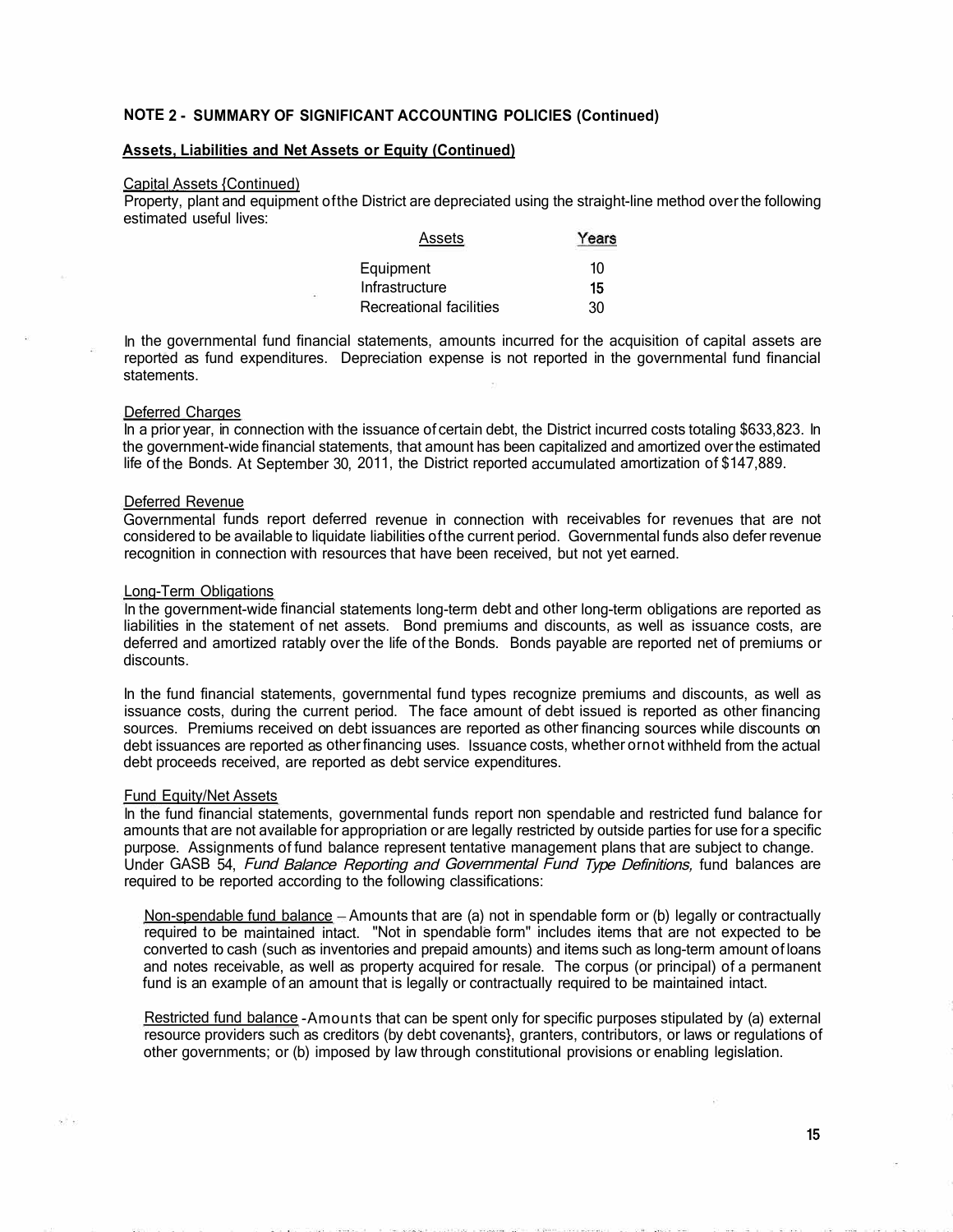## NOTE 2 - SUMMARY OF SIGNIFICANT ACCOUNTING POLICIES (Continued)

### Assets, Liabilities and Net Assets or Equity (Continued)

Capital Assets (Continued)

Property, plant and equipment of the District are depreciated using the straight-line method over the following estimated useful lives:

| Assets | Years |
|---|---|
| Equipment | 10 |
| Infrastructure | 15 |
| Recreational facilities | 30 |

In the governmental fund financial statements, amounts incurred for the acquisition of capital assets are reported as fund expenditures. Depreciation expense is not reported in the governmental fund financial statements.

Deferred Charges

In a prior year, in connection with the issuance of certain debt, the District incurred costs totaling $633,823. In the government-wide financial statements, that amount has been capitalized and amortized over the estimated life of the Bonds. At September 30, 2011, the District reported accumulated amortization of $147,889.

Deferred Revenue

Governmental funds report deferred revenue in connection with receivables for revenues that are not considered to be available to liquidate liabilities of the current period. Governmental funds also defer revenue recognition in connection with resources that have been received, but not yet earned.

Long-Term Obligations

In the government-wide financial statements long-term debt and other long-term obligations are reported as liabilities in the statement of net assets. Bond premiums and discounts, as well as issuance costs, are deferred and amortized ratably over the life of the Bonds. Bonds payable are reported net of premiums or discounts.

In the fund financial statements, governmental fund types recognize premiums and discounts, as well as issuance costs, during the current period. The face amount of debt issued is reported as other financing sources. Premiums received on debt issuances are reported as other financing sources while discounts on debt issuances are reported as other financing uses. Issuance costs, whether or not withheld from the actual debt proceeds received, are reported as debt service expenditures.

Fund Equity/Net Assets

In the fund financial statements, governmental funds report non spendable and restricted fund balance for amounts that are not available for appropriation or are legally restricted by outside parties for use for a specific purpose. Assignments of fund balance represent tentative management plans that are subject to change. Under GASB 54, *Fund Balance Reporting and Governmental Fund Type Definitions,* fund balances are required to be reported according to the following classifications:

Non-spendable fund balance – Amounts that are (a) not in spendable form or (b) legally or contractually required to be maintained intact. "Not in spendable form" includes items that are not expected to be converted to cash (such as inventories and prepaid amounts) and items such as long-term amount of loans and notes receivable, as well as property acquired for resale. The corpus (or principal) of a permanent fund is an example of an amount that is legally or contractually required to be maintained intact.

Restricted fund balance - Amounts that can be spent only for specific purposes stipulated by (a) external resource providers such as creditors (by debt covenants), granters, contributors, or laws or regulations of other governments; or (b) imposed by law through constitutional provisions or enabling legislation.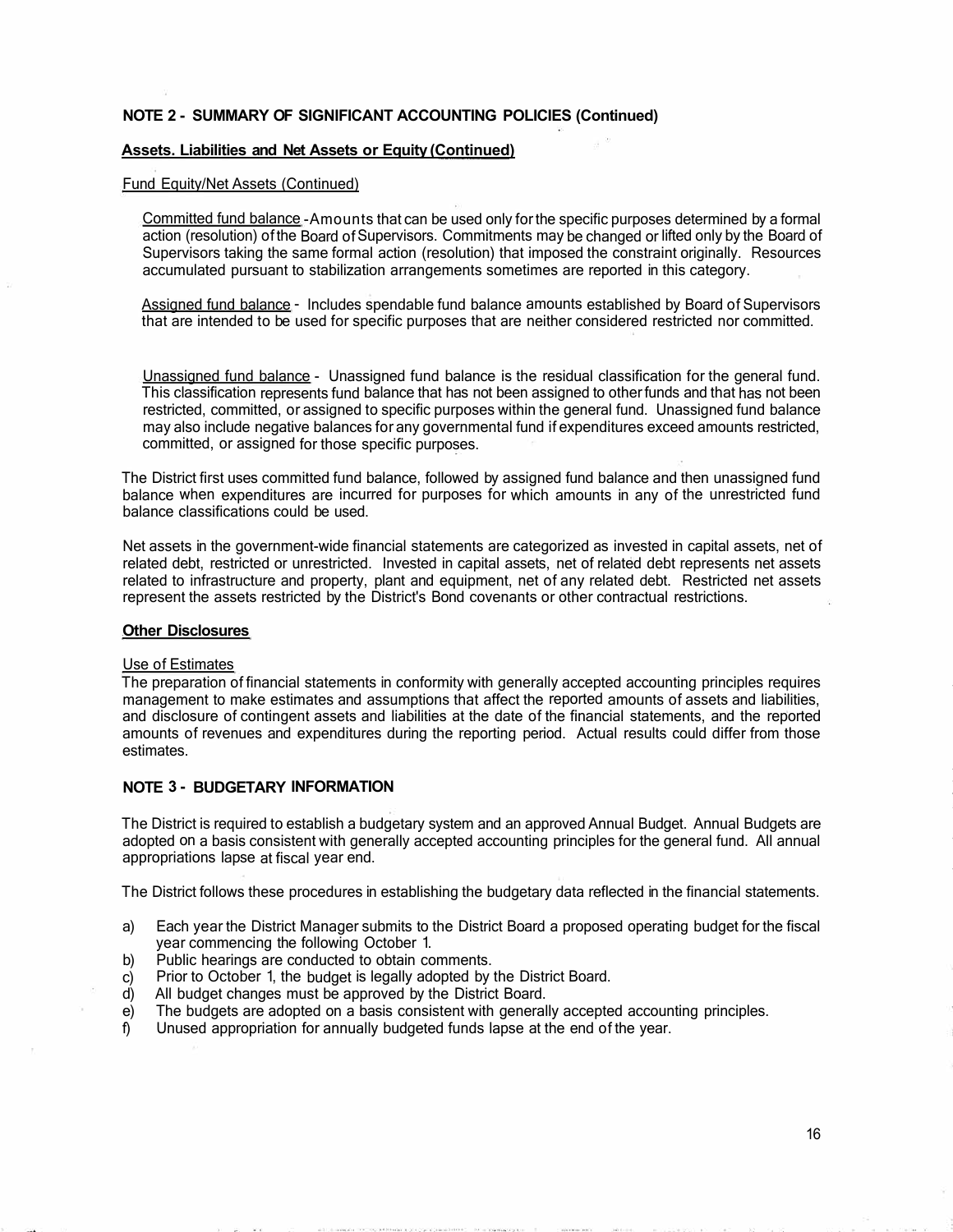**NOTE 2 - SUMMARY OF SIGNIFICANT ACCOUNTING POLICIES (Continued)**

**Assets. Liabilities and Net Assets or Equity (Continued)**

Fund Equity/Net Assets (Continued)

Committed fund balance -Amounts that can be used only for the specific purposes determined by a formal action (resolution) of the Board of Supervisors. Commitments may be changed or lifted only by the Board of Supervisors taking the same formal action (resolution) that imposed the constraint originally. Resources accumulated pursuant to stabilization arrangements sometimes are reported in this category.

Assigned fund balance - Includes spendable fund balance amounts established by Board of Supervisors that are intended to be used for specific purposes that are neither considered restricted nor committed.

Unassigned fund balance - Unassigned fund balance is the residual classification for the general fund. This classification represents fund balance that has not been assigned to other funds and that has not been restricted, committed, or assigned to specific purposes within the general fund. Unassigned fund balance may also include negative balances for any governmental fund if expenditures exceed amounts restricted, committed, or assigned for those specific purposes.

The District first uses committed fund balance, followed by assigned fund balance and then unassigned fund balance when expenditures are incurred for purposes for which amounts in any of the unrestricted fund balance classifications could be used.

Net assets in the government-wide financial statements are categorized as invested in capital assets, net of related debt, restricted or unrestricted. Invested in capital assets, net of related debt represents net assets related to infrastructure and property, plant and equipment, net of any related debt. Restricted net assets represent the assets restricted by the District's Bond covenants or other contractual restrictions.

**Other Disclosures**

Use of Estimates

The preparation of financial statements in conformity with generally accepted accounting principles requires management to make estimates and assumptions that affect the reported amounts of assets and liabilities, and disclosure of contingent assets and liabilities at the date of the financial statements, and the reported amounts of revenues and expenditures during the reporting period. Actual results could differ from those estimates.

**NOTE 3 - BUDGETARY INFORMATION**

The District is required to establish a budgetary system and an approved Annual Budget. Annual Budgets are adopted on a basis consistent with generally accepted accounting principles for the general fund. All annual appropriations lapse at fiscal year end.

The District follows these procedures in establishing the budgetary data reflected in the financial statements.

a) Each year the District Manager submits to the District Board a proposed operating budget for the fiscal year commencing the following October 1.
b) Public hearings are conducted to obtain comments.
c) Prior to October 1, the budget is legally adopted by the District Board.
d) All budget changes must be approved by the District Board.
e) The budgets are adopted on a basis consistent with generally accepted accounting principles.
f) Unused appropriation for annually budgeted funds lapse at the end of the year.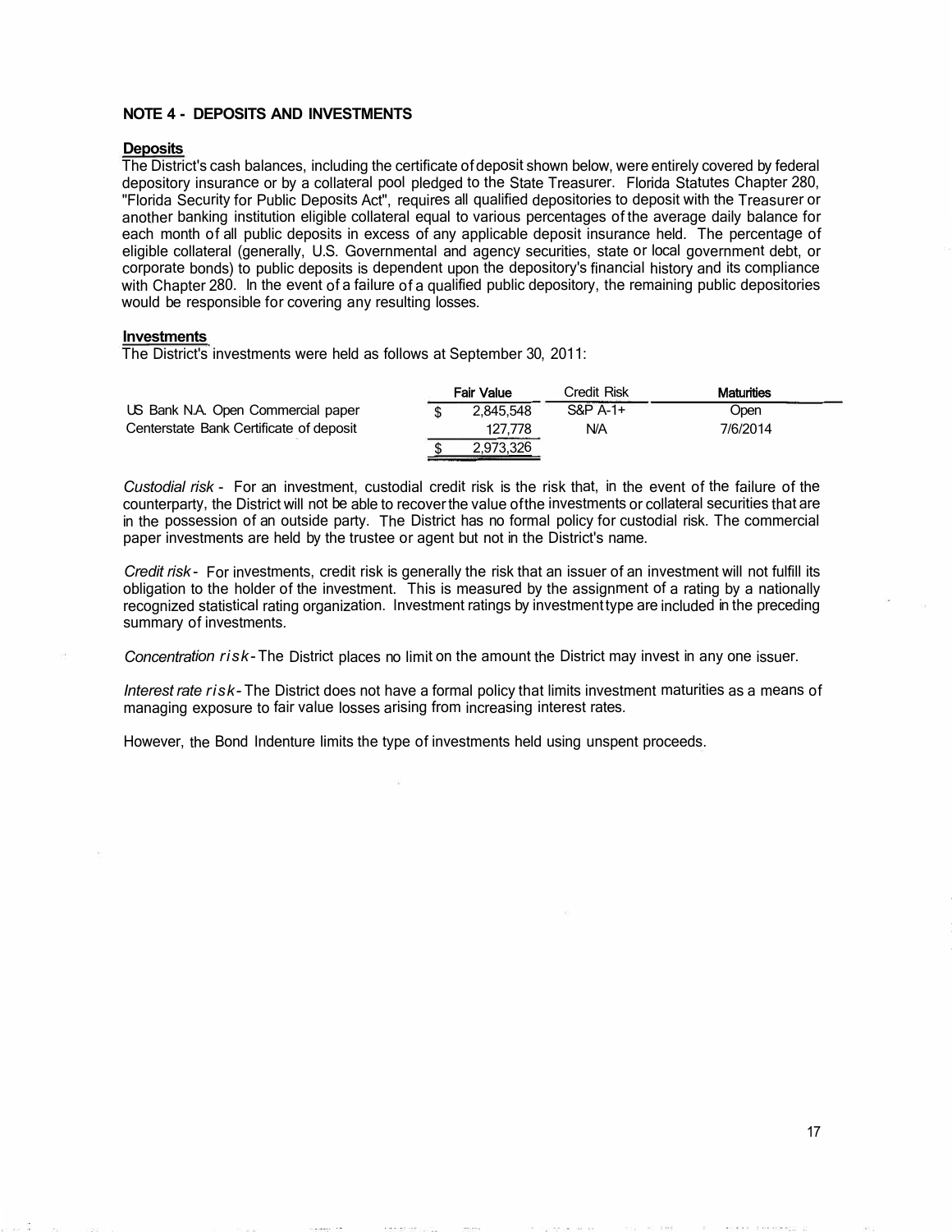## NOTE 4 - DEPOSITS AND INVESTMENTS

### Deposits

The District's cash balances, including the certificate of deposit shown below, were entirely covered by federal depository insurance or by a collateral pool pledged to the State Treasurer. Florida Statutes Chapter 280, "Florida Security for Public Deposits Act", requires all qualified depositories to deposit with the Treasurer or another banking institution eligible collateral equal to various percentages of the average daily balance for each month of all public deposits in excess of any applicable deposit insurance held. The percentage of eligible collateral (generally, U.S. Governmental and agency securities, state or local government debt, or corporate bonds) to public deposits is dependent upon the depository's financial history and its compliance with Chapter 280. In the event of a failure of a qualified public depository, the remaining public depositories would be responsible for covering any resulting losses.

### Investments

The District's investments were held as follows at September 30, 2011:

| | Fair Value | Credit Risk | Maturities |
|---|---|---|---|
| US Bank N.A. Open Commercial paper | $ 2,845,548 | S&P A-1+ | Open |
| Centerstate Bank Certificate of deposit | 127,778 | N/A | 7/6/2014 |
| | $ 2,973,326 | | |

*Custodial risk* - For an investment, custodial credit risk is the risk that, in the event of the failure of the counterparty, the District will not be able to recover the value of the investments or collateral securities that are in the possession of an outside party. The District has no formal policy for custodial risk. The commercial paper investments are held by the trustee or agent but not in the District's name.

*Credit risk* - For investments, credit risk is generally the risk that an issuer of an investment will not fulfill its obligation to the holder of the investment. This is measured by the assignment of a rating by a nationally recognized statistical rating organization. Investment ratings by investment type are included in the preceding summary of investments.

*Concentration risk* - The District places no limit on the amount the District may invest in any one issuer.

*Interest rate risk* - The District does not have a formal policy that limits investment maturities as a means of managing exposure to fair value losses arising from increasing interest rates.

However, the Bond Indenture limits the type of investments held using unspent proceeds.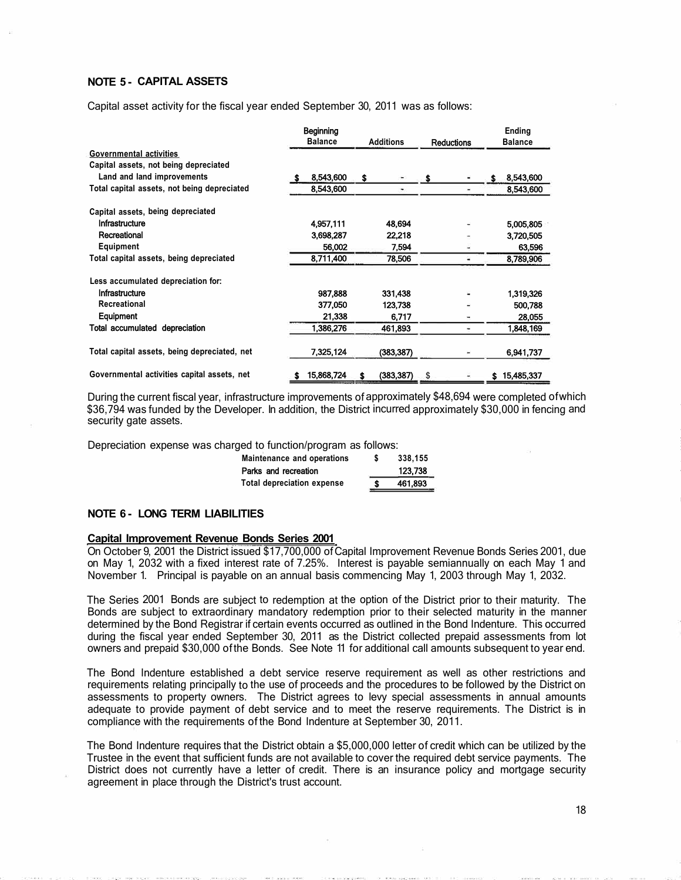## NOTE 5 - CAPITAL ASSETS

Capital asset activity for the fiscal year ended September 30, 2011 was as follows:

| | Beginning Balance | Additions | Reductions | Ending Balance |
|---|---|---|---|---|
| **Governmental activities** | | | | |
| Capital assets, not being depreciated | | | | |
| Land and land improvements | $ 8,543,600 | $ - | $ - | $ 8,543,600 |
| Total capital assets, not being depreciated | 8,543,600 | - | - | 8,543,600 |
| Capital assets, being depreciated | | | | |
| Infrastructure | 4,957,111 | 48,694 | - | 5,005,805 |
| Recreational | 3,698,287 | 22,218 | - | 3,720,505 |
| Equipment | 56,002 | 7,594 | - | 63,596 |
| Total capital assets, being depreciated | 8,711,400 | 78,506 | - | 8,789,906 |
| Less accumulated depreciation for: | | | | |
| Infrastructure | 987,888 | 331,438 | - | 1,319,326 |
| Recreational | 377,050 | 123,738 | - | 500,788 |
| Equipment | 21,338 | 6,717 | - | 28,055 |
| Total accumulated depreciation | 1,386,276 | 461,893 | - | 1,848,169 |
| Total capital assets, being depreciated, net | 7,325,124 | (383,387) | - | 6,941,737 |
| Governmental activities capital assets, net | $ 15,868,724 | $ (383,387) | $ - | $ 15,485,337 |

During the current fiscal year, infrastructure improvements of approximately $48,694 were completed of which $36,794 was funded by the Developer. In addition, the District incurred approximately $30,000 in fencing and security gate assets.

Depreciation expense was charged to function/program as follows:

| | |
|---|---|
| Maintenance and operations | $ 338,155 |
| Parks and recreation | 123,738 |
| Total depreciation expense | $ 461,893 |

## NOTE 6 - LONG TERM LIABILITIES

**Capital Improvement Revenue Bonds Series 2001**

On October 9, 2001 the District issued $17,700,000 of Capital Improvement Revenue Bonds Series 2001, due on May 1, 2032 with a fixed interest rate of 7.25%. Interest is payable semiannually on each May 1 and November 1. Principal is payable on an annual basis commencing May 1, 2003 through May 1, 2032.

The Series 2001 Bonds are subject to redemption at the option of the District prior to their maturity. The Bonds are subject to extraordinary mandatory redemption prior to their selected maturity in the manner determined by the Bond Registrar if certain events occurred as outlined in the Bond Indenture. This occurred during the fiscal year ended September 30, 2011 as the District collected prepaid assessments from lot owners and prepaid $30,000 of the Bonds. See Note 11 for additional call amounts subsequent to year end.

The Bond Indenture established a debt service reserve requirement as well as other restrictions and requirements relating principally to the use of proceeds and the procedures to be followed by the District on assessments to property owners. The District agrees to levy special assessments in annual amounts adequate to provide payment of debt service and to meet the reserve requirements. The District is in compliance with the requirements of the Bond Indenture at September 30, 2011.

The Bond Indenture requires that the District obtain a $5,000,000 letter of credit which can be utilized by the Trustee in the event that sufficient funds are not available to cover the required debt service payments. The District does not currently have a letter of credit. There is an insurance policy and mortgage security agreement in place through the District's trust account.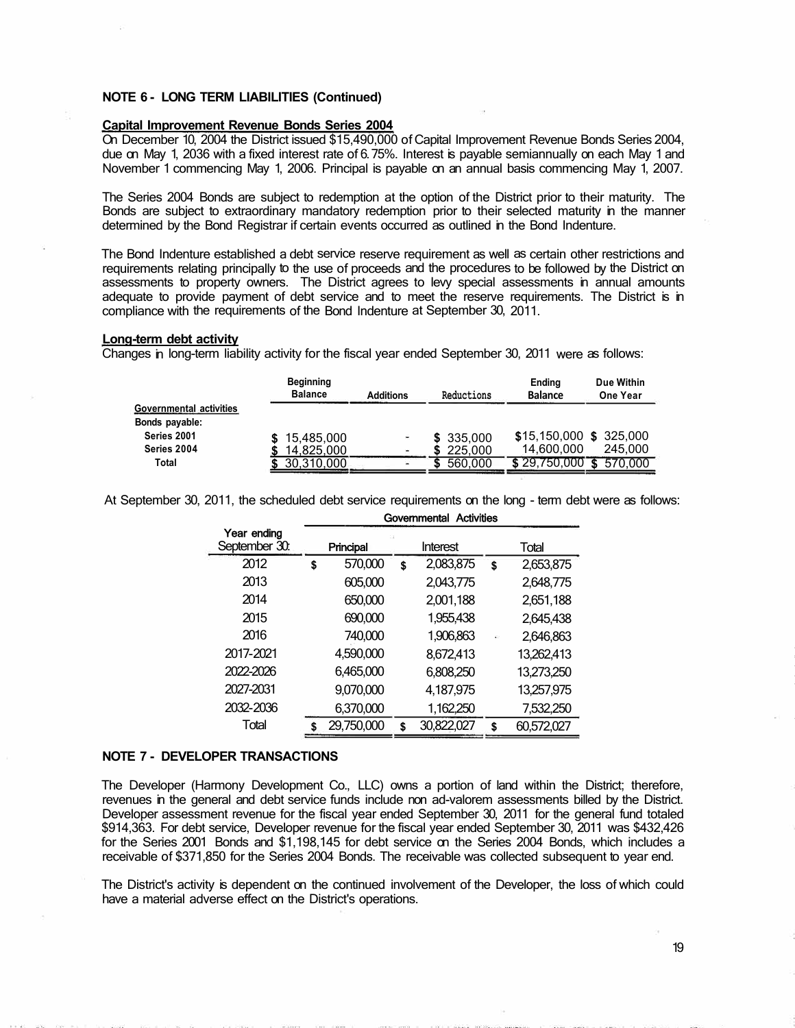## NOTE 6 - LONG TERM LIABILITIES (Continued)

### Capital Improvement Revenue Bonds Series 2004

On December 10, 2004 the District issued $15,490,000 of Capital Improvement Revenue Bonds Series 2004, due on May 1, 2036 with a fixed interest rate of 6.75%. Interest is payable semiannually on each May 1 and November 1 commencing May 1, 2006. Principal is payable on an annual basis commencing May 1, 2007.

The Series 2004 Bonds are subject to redemption at the option of the District prior to their maturity. The Bonds are subject to extraordinary mandatory redemption prior to their selected maturity in the manner determined by the Bond Registrar if certain events occurred as outlined in the Bond Indenture.

The Bond Indenture established a debt service reserve requirement as well as certain other restrictions and requirements relating principally to the use of proceeds and the procedures to be followed by the District on assessments to property owners. The District agrees to levy special assessments in annual amounts adequate to provide payment of debt service and to meet the reserve requirements. The District is in compliance with the requirements of the Bond Indenture at September 30, 2011.

### Long-term debt activity

Changes in long-term liability activity for the fiscal year ended September 30, 2011 were as follows:

| | Beginning Balance | Additions | Reductions | Ending Balance | Due Within One Year |
|---|---|---|---|---|---|
| **Governmental activities** | | | | | |
| **Bonds payable:** | | | | | |
| Series 2001 | $ 15,485,000 | - | $ 335,000 | $15,150,000 | $ 325,000 |
| Series 2004 | $ 14,825,000 | - | $ 225,000 | 14,600,000 | 245,000 |
| Total | $ 30,310,000 | - | $ 560,000 | $ 29,750,000 | $ 570,000 |

At September 30, 2011, the scheduled debt service requirements on the long - term debt were as follows:

| Year ending September 30: | Governmental Activities | | |
|---|---|---|---|
| | Principal | Interest | Total |
| 2012 | $ 570,000 | $ 2,083,875 | $ 2,653,875 |
| 2013 | 605,000 | 2,043,775 | 2,648,775 |
| 2014 | 650,000 | 2,001,188 | 2,651,188 |
| 2015 | 690,000 | 1,955,438 | 2,645,438 |
| 2016 | 740,000 | 1,906,863 | 2,646,863 |
| 2017-2021 | 4,590,000 | 8,672,413 | 13,262,413 |
| 2022-2026 | 6,465,000 | 6,808,250 | 13,273,250 |
| 2027-2031 | 9,070,000 | 4,187,975 | 13,257,975 |
| 2032-2036 | 6,370,000 | 1,162,250 | 7,532,250 |
| Total | $ 29,750,000 | $ 30,822,027 | $ 60,572,027 |

## NOTE 7 - DEVELOPER TRANSACTIONS

The Developer (Harmony Development Co., LLC) owns a portion of land within the District; therefore, revenues in the general and debt service funds include non ad-valorem assessments billed by the District. Developer assessment revenue for the fiscal year ended September 30, 2011 for the general fund totaled $914,363. For debt service, Developer revenue for the fiscal year ended September 30, 2011 was $432,426 for the Series 2001 Bonds and $1,198,145 for debt service on the Series 2004 Bonds, which includes a receivable of $371,850 for the Series 2004 Bonds. The receivable was collected subsequent to year end.

The District's activity is dependent on the continued involvement of the Developer, the loss of which could have a material adverse effect on the District's operations.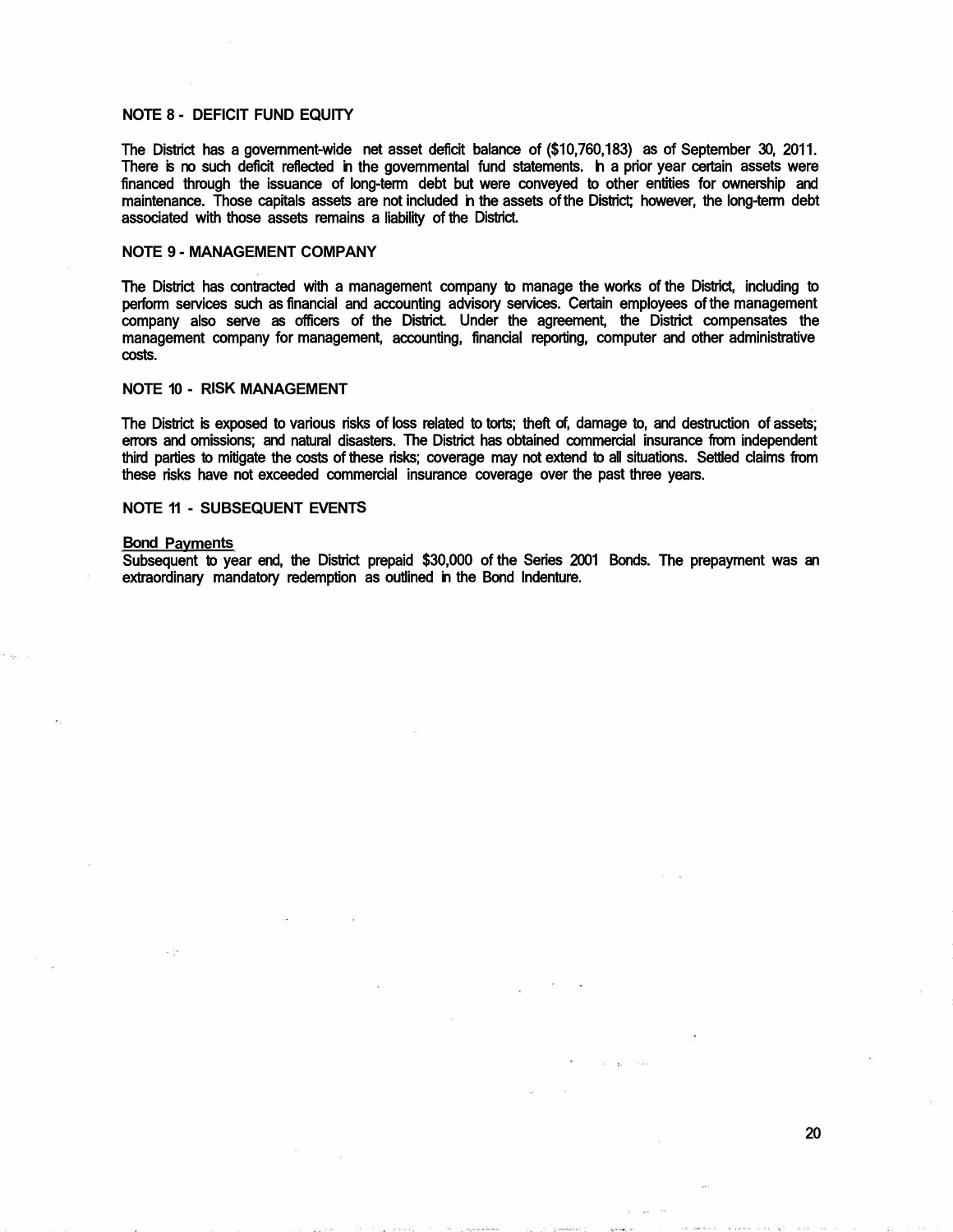### NOTE 8 - DEFICIT FUND EQUITY

The District has a government-wide net asset deficit balance of ($10,760,183) as of September 30, 2011. There is no such deficit reflected in the governmental fund statements. In a prior year certain assets were financed through the issuance of long-term debt but were conveyed to other entities for ownership and maintenance. Those capitals assets are not included in the assets of the District; however, the long-term debt associated with those assets remains a liability of the District.

### NOTE 9 - MANAGEMENT COMPANY

The District has contracted with a management company to manage the works of the District, including to perform services such as financial and accounting advisory services. Certain employees of the management company also serve as officers of the District. Under the agreement, the District compensates the management company for management, accounting, financial reporting, computer and other administrative costs.

### NOTE 10 - RISK MANAGEMENT

The District is exposed to various risks of loss related to torts; theft of, damage to, and destruction of assets; errors and omissions; and natural disasters. The District has obtained commercial insurance from independent third parties to mitigate the costs of these risks; coverage may not extend to all situations. Settled claims from these risks have not exceeded commercial insurance coverage over the past three years.

### NOTE 11 - SUBSEQUENT EVENTS

<u>Bond Payments</u>

Subsequent to year end, the District prepaid $30,000 of the Series 2001 Bonds. The prepayment was an extraordinary mandatory redemption as outlined in the Bond Indenture.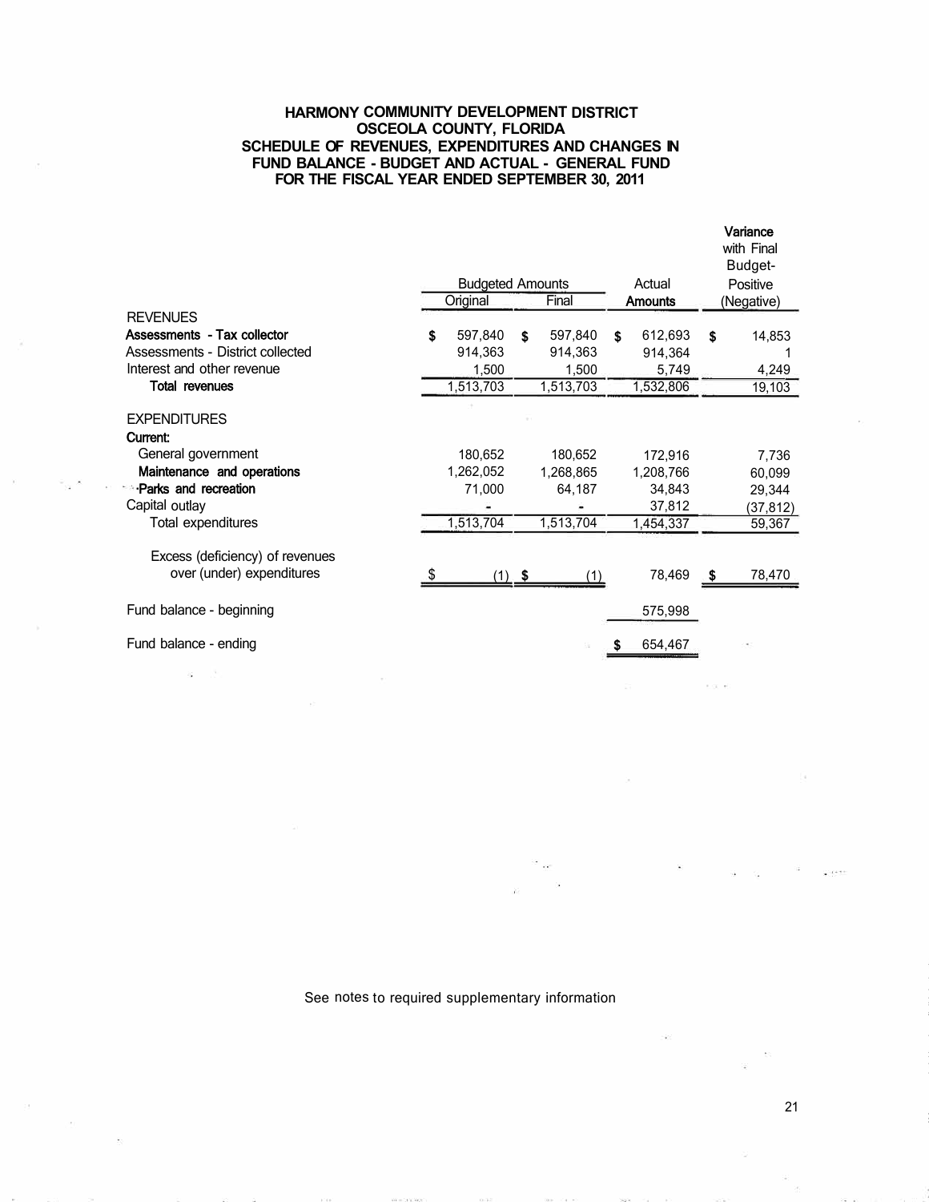**HARMONY COMMUNITY DEVELOPMENT DISTRICT**
**OSCEOLA COUNTY, FLORIDA**
**SCHEDULE OF REVENUES, EXPENDITURES AND CHANGES IN FUND BALANCE - BUDGET AND ACTUAL - GENERAL FUND**
**FOR THE FISCAL YEAR ENDED SEPTEMBER 30, 2011**

| | Budgeted Amounts | | Actual | Variance with Final Budget- Positive |
|---|---|---|---|---|
| | Original | Final | Amounts | (Negative) |
| REVENUES | | | | |
| Assessments - Tax collector | $ 597,840 | $ 597,840 | $ 612,693 | $ 14,853 |
| Assessments - District collected | 914,363 | 914,363 | 914,364 | 1 |
| Interest and other revenue | 1,500 | 1,500 | 5,749 | 4,249 |
| Total revenues | 1,513,703 | 1,513,703 | 1,532,806 | 19,103 |
| EXPENDITURES | | | | |
| Current: | | | | |
| General government | 180,652 | 180,652 | 172,916 | 7,736 |
| Maintenance and operations | 1,262,052 | 1,268,865 | 1,208,766 | 60,099 |
| Parks and recreation | 71,000 | 64,187 | 34,843 | 29,344 |
| Capital outlay | - | - | 37,812 | (37,812) |
| Total expenditures | 1,513,704 | 1,513,704 | 1,454,337 | 59,367 |
| Excess (deficiency) of revenues over (under) expenditures | $ (1) | $ (1) | 78,469 | $ 78,470 |
| Fund balance - beginning | | | 575,998 | |
| Fund balance - ending | | | $ 654,467 | |

See notes to required supplementary information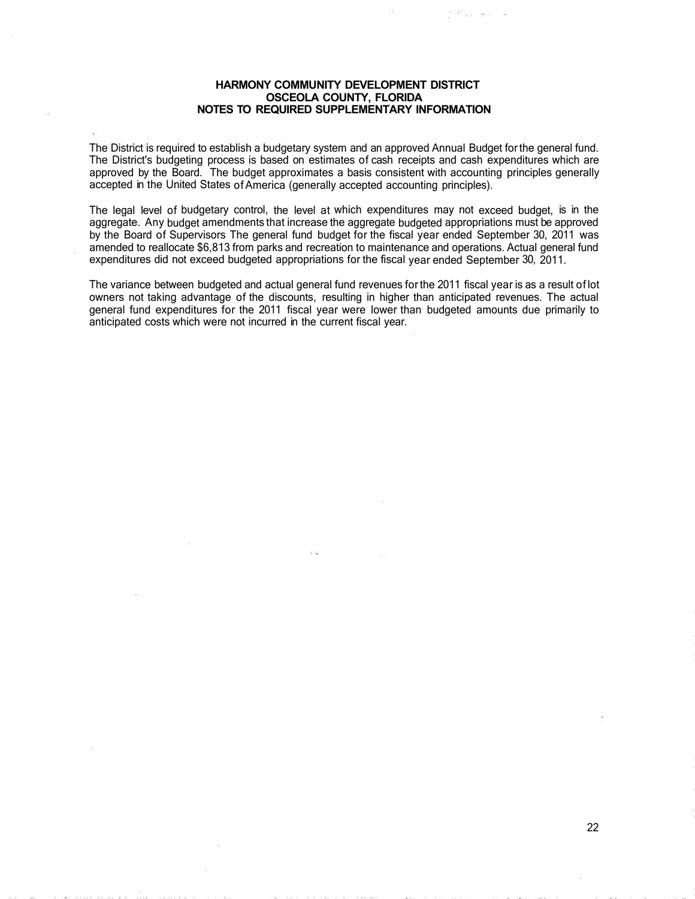# HARMONY COMMUNITY DEVELOPMENT DISTRICT
## OSCEOLA COUNTY, FLORIDA
## NOTES TO REQUIRED SUPPLEMENTARY INFORMATION

The District is required to establish a budgetary system and an approved Annual Budget for the general fund. The District's budgeting process is based on estimates of cash receipts and cash expenditures which are approved by the Board. The budget approximates a basis consistent with accounting principles generally accepted in the United States of America (generally accepted accounting principles).

The legal level of budgetary control, the level at which expenditures may not exceed budget, is in the aggregate. Any budget amendments that increase the aggregate budgeted appropriations must be approved by the Board of Supervisors The general fund budget for the fiscal year ended September 30, 2011 was amended to reallocate $6,813 from parks and recreation to maintenance and operations. Actual general fund expenditures did not exceed budgeted appropriations for the fiscal year ended September 30, 2011.

The variance between budgeted and actual general fund revenues for the 2011 fiscal year is as a result of lot owners not taking advantage of the discounts, resulting in higher than anticipated revenues. The actual general fund expenditures for the 2011 fiscal year were lower than budgeted amounts due primarily to anticipated costs which were not incurred in the current fiscal year.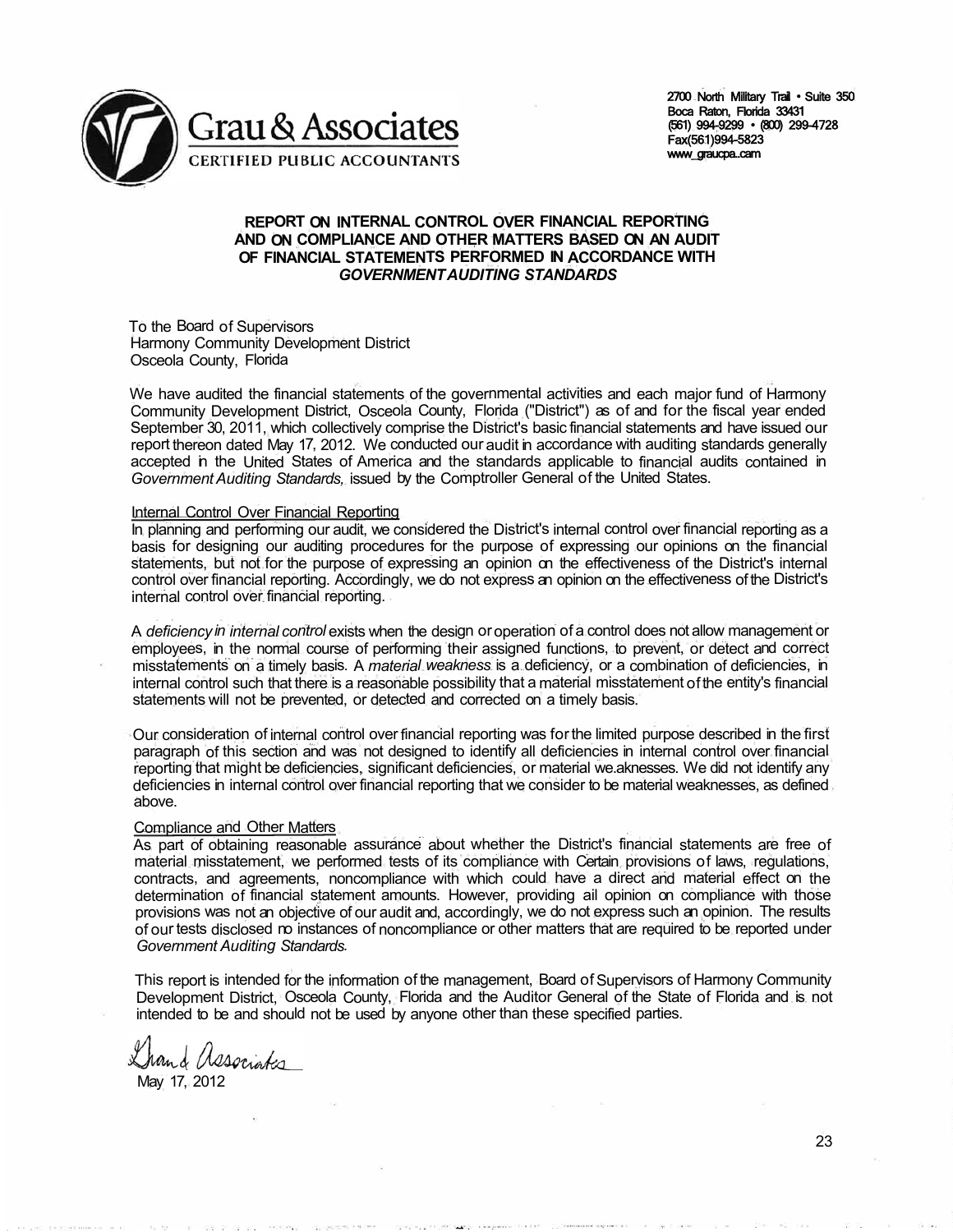Grau & Associates

CERTIFIED PUBLIC ACCOUNTANTS

2700 North Military Trail • Suite 350
Boca Raton, Florida 33431
(561) 994-9299 • (800) 299-4728
Fax(561)994-5823
www.graucpa.com

# REPORT ON INTERNAL CONTROL OVER FINANCIAL REPORTING AND ON COMPLIANCE AND OTHER MATTERS BASED ON AN AUDIT OF FINANCIAL STATEMENTS PERFORMED IN ACCORDANCE WITH *GOVERNMENT AUDITING STANDARDS*

To the Board of Supervisors
Harmony Community Development District
Osceola County, Florida

We have audited the financial statements of the governmental activities and each major fund of Harmony Community Development District, Osceola County, Florida ("District") as of and for the fiscal year ended September 30, 2011, which collectively comprise the District's basic financial statements and have issued our report thereon dated May 17, 2012. We conducted our audit in accordance with auditing standards generally accepted in the United States of America and the standards applicable to financial audits contained in *Government Auditing Standards,* issued by the Comptroller General of the United States.

## Internal Control Over Financial Reporting

In planning and performing our audit, we considered the District's internal control over financial reporting as a basis for designing our auditing procedures for the purpose of expressing our opinions on the financial statements, but not for the purpose of expressing an opinion on the effectiveness of the District's internal control over financial reporting. Accordingly, we do not express an opinion on the effectiveness of the District's internal control over financial reporting.

A *deficiency in internal control* exists when the design or operation of a control does not allow management or employees, in the normal course of performing their assigned functions, to prevent, or detect and correct misstatements on a timely basis. A *material weakness* is a deficiency, or a combination of deficiencies, in internal control such that there is a reasonable possibility that a material misstatement of the entity's financial statements will not be prevented, or detected and corrected on a timely basis.

Our consideration of internal control over financial reporting was for the limited purpose described in the first paragraph of this section and was not designed to identify all deficiencies in internal control over financial reporting that might be deficiencies, significant deficiencies, or material weaknesses. We did not identify any deficiencies in internal control over financial reporting that we consider to be material weaknesses, as defined above.

## Compliance and Other Matters

As part of obtaining reasonable assurance about whether the District's financial statements are free of material misstatement, we performed tests of its compliance with Certain provisions of laws, regulations, contracts, and agreements, noncompliance with which could have a direct and material effect on the determination of financial statement amounts. However, providing an opinion on compliance with those provisions was not an objective of our audit and, accordingly, we do not express such an opinion. The results of our tests disclosed no instances of noncompliance or other matters that are required to be reported under *Government Auditing Standards*.

This report is intended for the information of the management, Board of Supervisors of Harmony Community Development District, Osceola County, Florida and the Auditor General of the State of Florida and is not intended to be and should not be used by anyone other than these specified parties.

Grau & Associates

May 17, 2012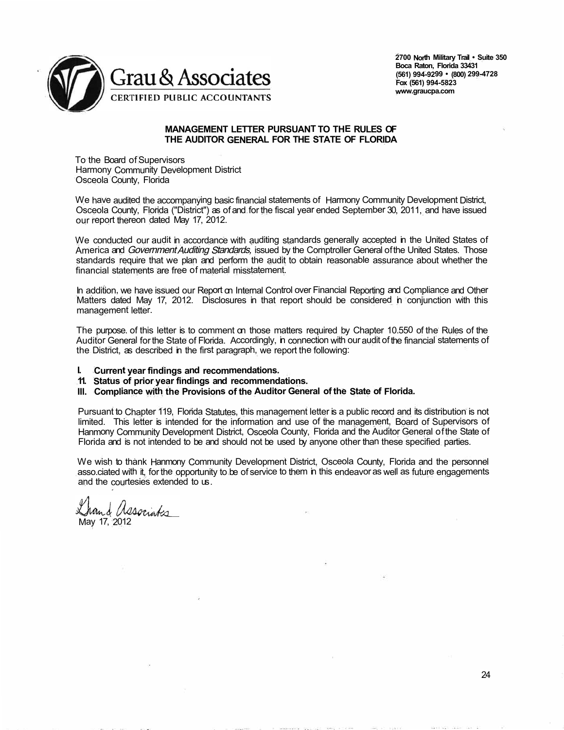Grau & Associates

CERTIFIED PUBLIC ACCOUNTANTS

2700 North Military Trail • Suite 350
Boca Raton, Florida 33431
(561) 994-9299 • (800) 299-4728
Fax (561) 994-5823
www.graucpa.com

**MANAGEMENT LETTER PURSUANT TO THE RULES OF THE AUDITOR GENERAL FOR THE STATE OF FLORIDA**

To the Board of Supervisors
Harmony Community Development District
Osceola County, Florida

We have audited the accompanying basic financial statements of Harmony Community Development District, Osceola County, Florida ("District") as of and for the fiscal year ended September 30, 2011, and have issued our report thereon dated May 17, 2012.

We conducted our audit in accordance with auditing standards generally accepted in the United States of America and *Government Auditing Standards,* issued by the Comptroller General of the United States. Those standards require that we plan and perform the audit to obtain reasonable assurance about whether the financial statements are free of material misstatement.

In addition, we have issued our Report on Internal Control over Financial Reporting and Compliance and Other Matters dated May 17, 2012. Disclosures in that report should be considered in conjunction with this management letter.

The purpose of this letter is to comment on those matters required by Chapter 10.550 of the Rules of the Auditor General for the State of Florida. Accordingly, in connection with our audit of the financial statements of the District, as described in the first paragraph, we report the following:

**I. Current year findings and recommendations.**
**II. Status of prior year findings and recommendations.**
**III. Compliance with the Provisions of the Auditor General of the State of Florida.**

Pursuant to Chapter 119, Florida Statutes, this management letter is a public record and its distribution is not limited. This letter is intended for the information and use of the management, Board of Supervisors of Hanmony Community Development District, Osceola County, Florida and the Auditor General of the State of Florida and is not intended to be and should not be used by anyone other than these specified parties.

We wish to thank Hanmony Community Development District, Osceola County, Florida and the personnel associated with it, for the opportunity to be of service to them in this endeavor as well as future engagements and the courtesies extended to us.

Grau & Associates

May 17, 2012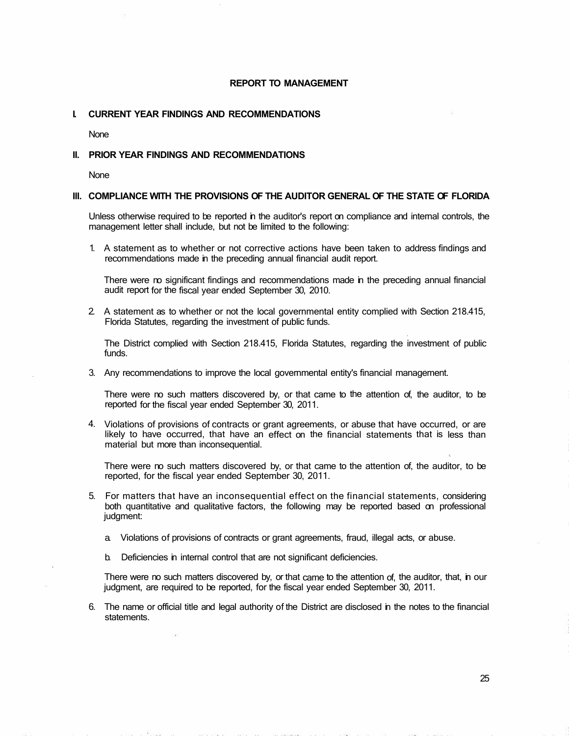# REPORT TO MANAGEMENT

## I. CURRENT YEAR FINDINGS AND RECOMMENDATIONS

None

## II. PRIOR YEAR FINDINGS AND RECOMMENDATIONS

None

## III. COMPLIANCE WITH THE PROVISIONS OF THE AUDITOR GENERAL OF THE STATE OF FLORIDA

Unless otherwise required to be reported in the auditor's report on compliance and internal controls, the management letter shall include, but not be limited to the following:

1. A statement as to whether or not corrective actions have been taken to address findings and recommendations made in the preceding annual financial audit report.

   There were no significant findings and recommendations made in the preceding annual financial audit report for the fiscal year ended September 30, 2010.

2. A statement as to whether or not the local governmental entity complied with Section 218.415, Florida Statutes, regarding the investment of public funds.

   The District complied with Section 218.415, Florida Statutes, regarding the investment of public funds.

3. Any recommendations to improve the local governmental entity's financial management.

   There were no such matters discovered by, or that came to the attention of, the auditor, to be reported for the fiscal year ended September 30, 2011.

4. Violations of provisions of contracts or grant agreements, or abuse that have occurred, or are likely to have occurred, that have an effect on the financial statements that is less than material but more than inconsequential.

   There were no such matters discovered by, or that came to the attention of, the auditor, to be reported, for the fiscal year ended September 30, 2011.

5. For matters that have an inconsequential effect on the financial statements, considering both quantitative and qualitative factors, the following may be reported based on professional judgment:

   a. Violations of provisions of contracts or grant agreements, fraud, illegal acts, or abuse.

   b. Deficiencies in internal control that are not significant deficiencies.

   There were no such matters discovered by, or that came to the attention of, the auditor, that, in our judgment, are required to be reported, for the fiscal year ended September 30, 2011.

6. The name or official title and legal authority of the District are disclosed in the notes to the financial statements.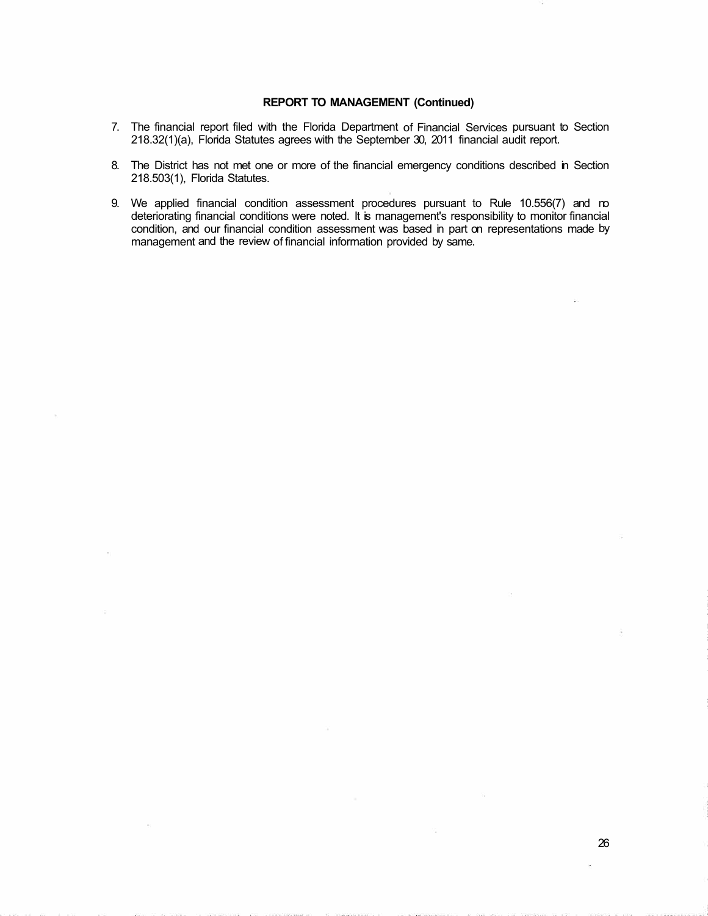**REPORT TO MANAGEMENT (Continued)**

7. The financial report filed with the Florida Department of Financial Services pursuant to Section 218.32(1)(a), Florida Statutes agrees with the September 30, 2011 financial audit report.

8. The District has not met one or more of the financial emergency conditions described in Section 218.503(1), Florida Statutes.

9. We applied financial condition assessment procedures pursuant to Rule 10.556(7) and no deteriorating financial conditions were noted. It is management's responsibility to monitor financial condition, and our financial condition assessment was based in part on representations made by management and the review of financial information provided by same.